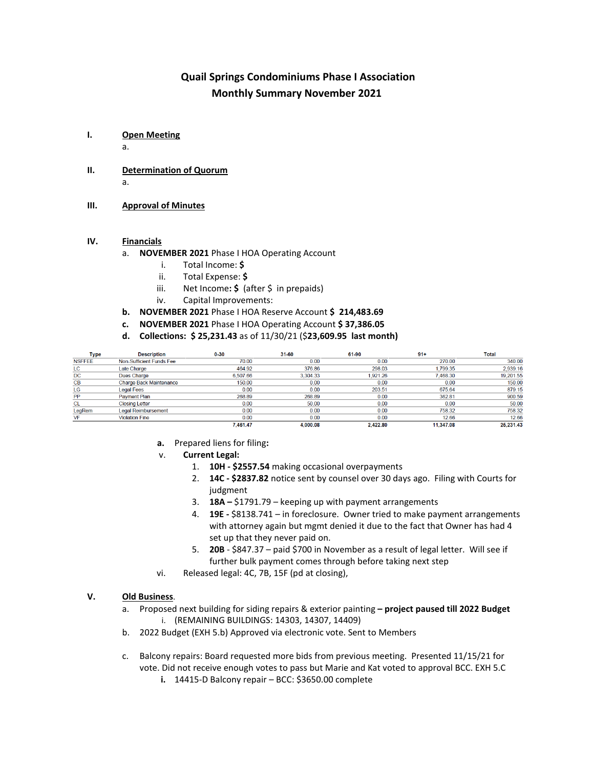# Quail Springs Condominiums Phase I Association
## Monthly Summary November 2021

I. **Open Meeting**
   a.

II. **Determination of Quorum**
   a.

III. **Approval of Minutes**

IV. **Financials**
   a. **NOVEMBER 2021** Phase I HOA Operating Account
      i. Total Income: **$**
      ii. Total Expense: **$**
      iii. Net Income**: $** (after $ in prepaids)
      iv. Capital Improvements:
   b. **NOVEMBER 2021** Phase I HOA Reserve Account **$ 214,483.69**
   c. **NOVEMBER 2021** Phase I HOA Operating Account **$ 37,386.05**
   d. **Collections: $ 25,231.43** as of 11/30/21 ($**23,609.95 last month)**

| Type | Description | 0-30 | 31-60 | 61-90 | 91+ | Total |
|---|---|---|---|---|---|---|
| NSFFEE | Non-Sufficient Funds Fee | 70.00 | 0.00 | 0.00 | 270.00 | 340.00 |
| LC | Late Charge | 464.92 | 376.86 | 298.03 | 1,799.35 | 2,939.16 |
| DC | Dues Charge | 6,507.66 | 3,304.33 | 1,921.26 | 7,468.30 | 19,201.55 |
| CB | Charge Back Maintenance | 150.00 | 0.00 | 0.00 | 0.00 | 150.00 |
| LG | Legal Fees | 0.00 | 0.00 | 203.51 | 675.64 | 879.15 |
| PP | Payment Plan | 268.89 | 268.89 | 0.00 | 362.81 | 900.59 |
| CL | Closing Letter | 0.00 | 50.00 | 0.00 | 0.00 | 50.00 |
| LegRem | Legal Reimbursement | 0.00 | 0.00 | 0.00 | 758.32 | 758.32 |
| VF | Violation Fine | 0.00 | 0.00 | 0.00 | 12.66 | 12.66 |
| | | **7,461.47** | **4,000.08** | **2,422.80** | **11,347.08** | **25,231.43** |

   **a.** Prepared liens for filing**:**

   v. **Current Legal:**
      1. **10H - $2557.54** making occasional overpayments
      2. **14C - $2837.82** notice sent by counsel over 30 days ago. Filing with Courts for judgment
      3. **18A –** $1791.79 – keeping up with payment arrangements
      4. **19E -** $8138.741 – in foreclosure. Owner tried to make payment arrangements with attorney again but mgmt denied it due to the fact that Owner has had 4 set up that they never paid on.
      5. **20B** - $847.37 – paid $700 in November as a result of legal letter. Will see if further bulk payment comes through before taking next step

   vi. Released legal: 4C, 7B, 15F (pd at closing),

V. **Old Business**.
   a. Proposed next building for siding repairs & exterior painting **– project paused till 2022 Budget**
      i. (REMAINING BUILDINGS: 14303, 14307, 14409)
   b. 2022 Budget (EXH 5.b) Approved via electronic vote. Sent to Members

   c. Balcony repairs: Board requested more bids from previous meeting. Presented 11/15/21 for vote. Did not receive enough votes to pass but Marie and Kat voted to approval BCC. EXH 5.C
      **i.** 14415-D Balcony repair – BCC: $3650.00 complete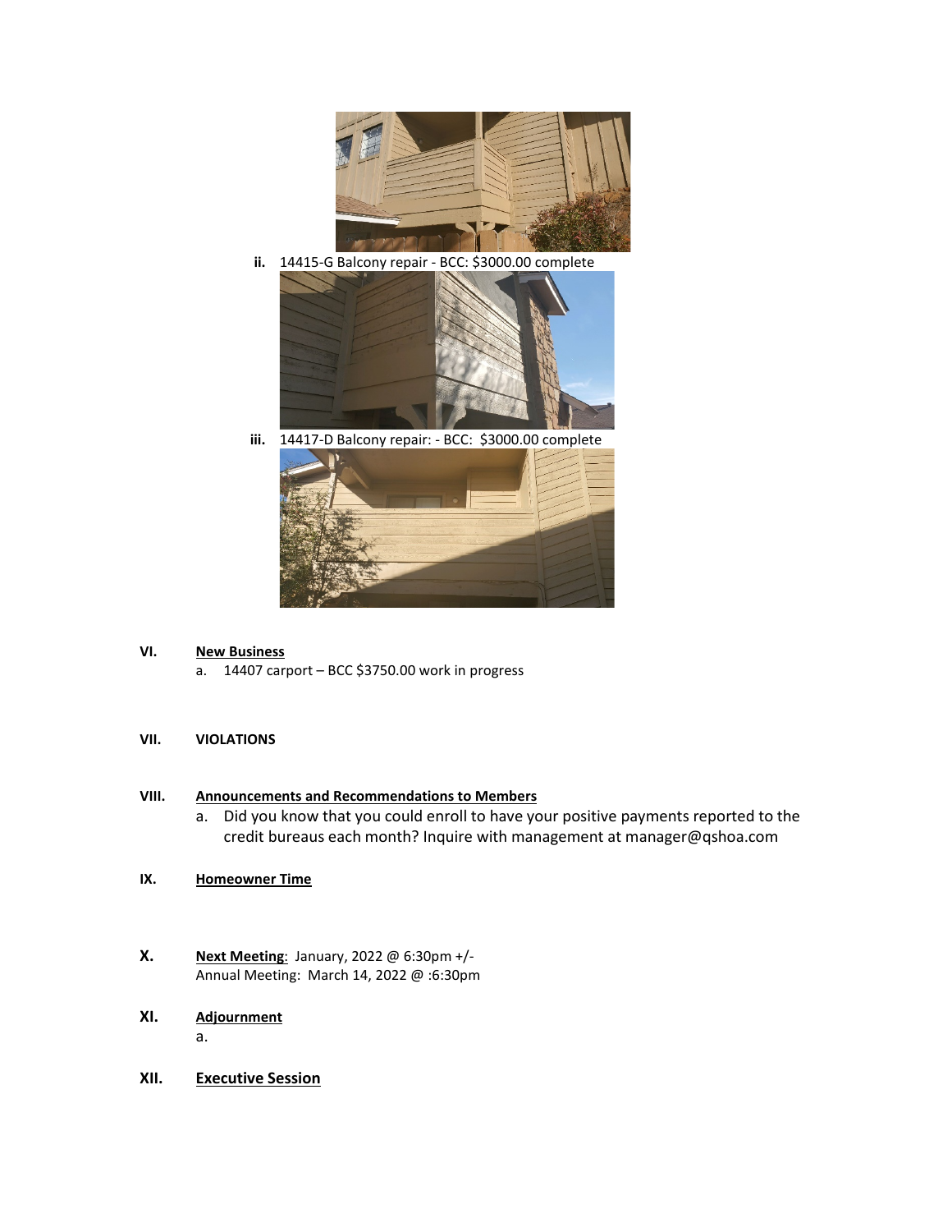ii. 14415-G Balcony repair - BCC: $3000.00 complete

iii. 14417-D Balcony repair: - BCC: $3000.00 complete

## VI. New Business

a. 14407 carport – BCC $3750.00 work in progress

## VII. VIOLATIONS

## VIII. Announcements and Recommendations to Members

a. Did you know that you could enroll to have your positive payments reported to the credit bureaus each month? Inquire with management at manager@qshoa.com

## IX. Homeowner Time

## X. Next Meeting: January, 2022 @ 6:30pm +/-

Annual Meeting: March 14, 2022 @ :6:30pm

## XI. Adjournment

a.

## XII. Executive Session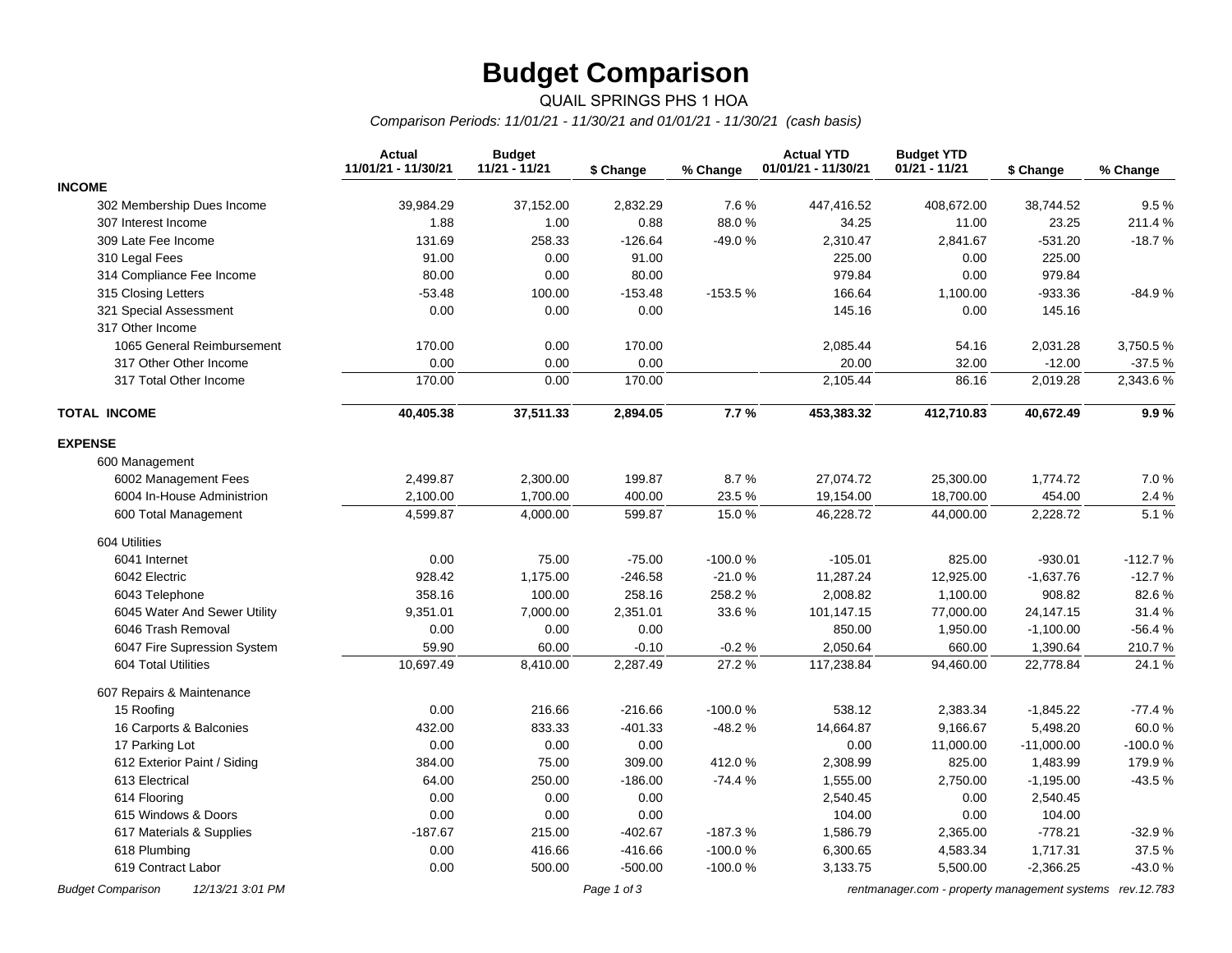# Budget Comparison

QUAIL SPRINGS PHS 1 HOA

*Comparison Periods: 11/01/21 - 11/30/21 and 01/01/21 - 11/30/21 (cash basis)*

| | Actual 11/01/21 - 11/30/21 | Budget 11/21 - 11/21 | $ Change | % Change | Actual YTD 01/01/21 - 11/30/21 | Budget YTD 01/21 - 11/21 | $ Change | % Change |
|---|---|---|---|---|---|---|---|---|
| **INCOME** | | | | | | | | |
| 302 Membership Dues Income | 39,984.29 | 37,152.00 | 2,832.29 | 7.6 % | 447,416.52 | 408,672.00 | 38,744.52 | 9.5 % |
| 307 Interest Income | 1.88 | 1.00 | 0.88 | 88.0 % | 34.25 | 11.00 | 23.25 | 211.4 % |
| 309 Late Fee Income | 131.69 | 258.33 | -126.64 | -49.0 % | 2,310.47 | 2,841.67 | -531.20 | -18.7 % |
| 310 Legal Fees | 91.00 | 0.00 | 91.00 | | 225.00 | 0.00 | 225.00 | |
| 314 Compliance Fee Income | 80.00 | 0.00 | 80.00 | | 979.84 | 0.00 | 979.84 | |
| 315 Closing Letters | -53.48 | 100.00 | -153.48 | -153.5 % | 166.64 | 1,100.00 | -933.36 | -84.9 % |
| 321 Special Assessment | 0.00 | 0.00 | 0.00 | | 145.16 | 0.00 | 145.16 | |
| 317 Other Income | | | | | | | | |
| 1065 General Reimbursement | 170.00 | 0.00 | 170.00 | | 2,085.44 | 54.16 | 2,031.28 | 3,750.5 % |
| 317 Other Other Income | 0.00 | 0.00 | 0.00 | | 20.00 | 32.00 | -12.00 | -37.5 % |
| 317 Total Other Income | 170.00 | 0.00 | 170.00 | | 2,105.44 | 86.16 | 2,019.28 | 2,343.6 % |
| **TOTAL INCOME** | **40,405.38** | **37,511.33** | **2,894.05** | **7.7 %** | **453,383.32** | **412,710.83** | **40,672.49** | **9.9 %** |
| **EXPENSE** | | | | | | | | |
| 600 Management | | | | | | | | |
| 6002 Management Fees | 2,499.87 | 2,300.00 | 199.87 | 8.7 % | 27,074.72 | 25,300.00 | 1,774.72 | 7.0 % |
| 6004 In-House Administrion | 2,100.00 | 1,700.00 | 400.00 | 23.5 % | 19,154.00 | 18,700.00 | 454.00 | 2.4 % |
| 600 Total Management | 4,599.87 | 4,000.00 | 599.87 | 15.0 % | 46,228.72 | 44,000.00 | 2,228.72 | 5.1 % |
| 604 Utilities | | | | | | | | |
| 6041 Internet | 0.00 | 75.00 | -75.00 | -100.0 % | -105.01 | 825.00 | -930.01 | -112.7 % |
| 6042 Electric | 928.42 | 1,175.00 | -246.58 | -21.0 % | 11,287.24 | 12,925.00 | -1,637.76 | -12.7 % |
| 6043 Telephone | 358.16 | 100.00 | 258.16 | 258.2 % | 2,008.82 | 1,100.00 | 908.82 | 82.6 % |
| 6045 Water And Sewer Utility | 9,351.01 | 7,000.00 | 2,351.01 | 33.6 % | 101,147.15 | 77,000.00 | 24,147.15 | 31.4 % |
| 6046 Trash Removal | 0.00 | 0.00 | 0.00 | | 850.00 | 1,950.00 | -1,100.00 | -56.4 % |
| 6047 Fire Supression System | 59.90 | 60.00 | -0.10 | -0.2 % | 2,050.64 | 660.00 | 1,390.64 | 210.7 % |
| 604 Total Utilities | 10,697.49 | 8,410.00 | 2,287.49 | 27.2 % | 117,238.84 | 94,460.00 | 22,778.84 | 24.1 % |
| 607 Repairs & Maintenance | | | | | | | | |
| 15 Roofing | 0.00 | 216.66 | -216.66 | -100.0 % | 538.12 | 2,383.34 | -1,845.22 | -77.4 % |
| 16 Carports & Balconies | 432.00 | 833.33 | -401.33 | -48.2 % | 14,664.87 | 9,166.67 | 5,498.20 | 60.0 % |
| 17 Parking Lot | 0.00 | 0.00 | 0.00 | | 0.00 | 11,000.00 | -11,000.00 | -100.0 % |
| 612 Exterior Paint / Siding | 384.00 | 75.00 | 309.00 | 412.0 % | 2,308.99 | 825.00 | 1,483.99 | 179.9 % |
| 613 Electrical | 64.00 | 250.00 | -186.00 | -74.4 % | 1,555.00 | 2,750.00 | -1,195.00 | -43.5 % |
| 614 Flooring | 0.00 | 0.00 | 0.00 | | 2,540.45 | 0.00 | 2,540.45 | |
| 615 Windows & Doors | 0.00 | 0.00 | 0.00 | | 104.00 | 0.00 | 104.00 | |
| 617 Materials & Supplies | -187.67 | 215.00 | -402.67 | -187.3 % | 1,586.79 | 2,365.00 | -778.21 | -32.9 % |
| 618 Plumbing | 0.00 | 416.66 | -416.66 | -100.0 % | 6,300.65 | 4,583.34 | 1,717.31 | 37.5 % |
| 619 Contract Labor | 0.00 | 500.00 | -500.00 | -100.0 % | 3,133.75 | 5,500.00 | -2,366.25 | -43.0 % |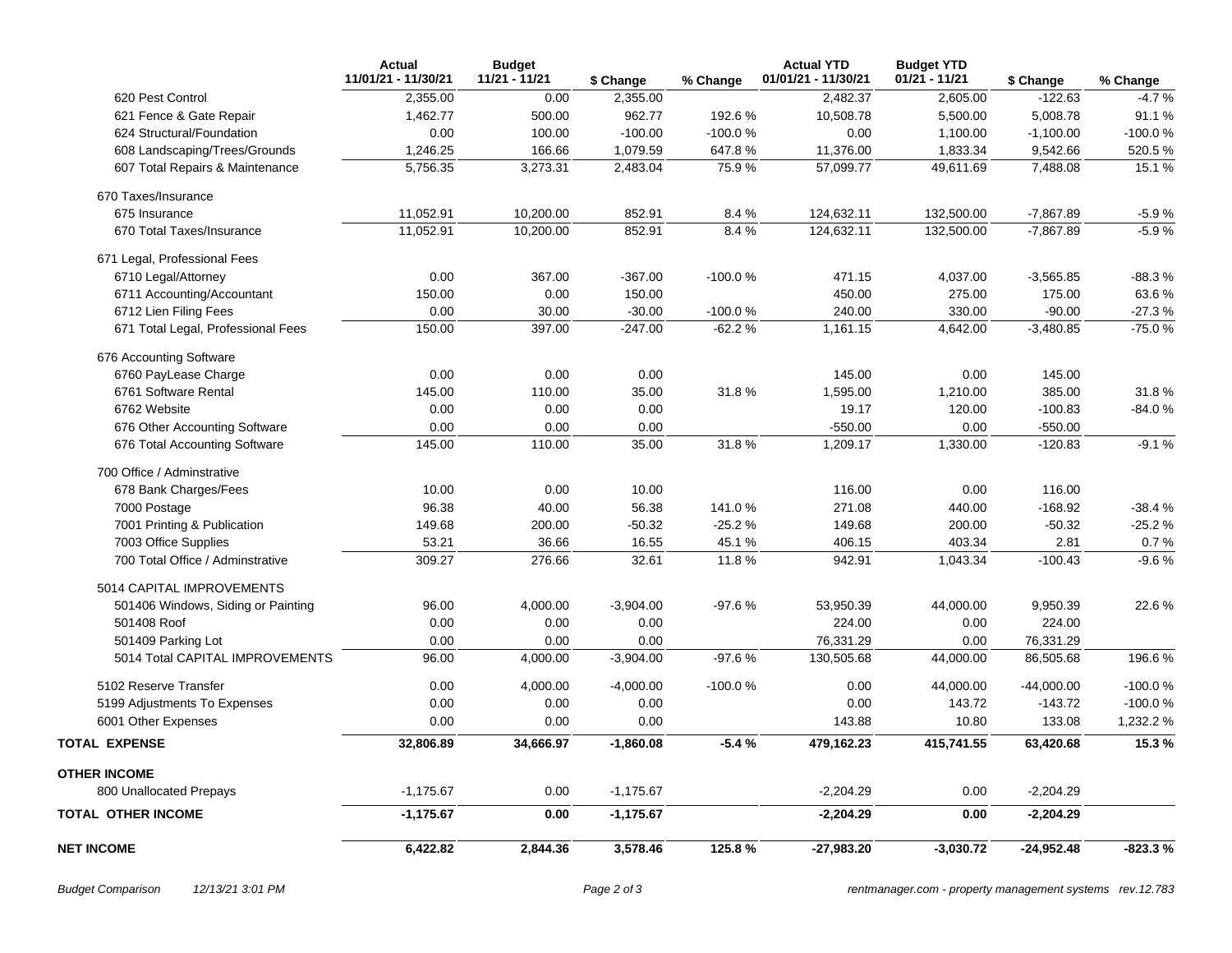| | Actual 11/01/21 - 11/30/21 | Budget 11/21 - 11/21 | $ Change | % Change | Actual YTD 01/01/21 - 11/30/21 | Budget YTD 01/21 - 11/21 | $ Change | % Change |
|---|---|---|---|---|---|---|---|---|
| 620 Pest Control | 2,355.00 | 0.00 | 2,355.00 | | 2,482.37 | 2,605.00 | -122.63 | -4.7 % |
| 621 Fence & Gate Repair | 1,462.77 | 500.00 | 962.77 | 192.6 % | 10,508.78 | 5,500.00 | 5,008.78 | 91.1 % |
| 624 Structural/Foundation | 0.00 | 100.00 | -100.00 | -100.0 % | 0.00 | 1,100.00 | -1,100.00 | -100.0 % |
| 608 Landscaping/Trees/Grounds | 1,246.25 | 166.66 | 1,079.59 | 647.8 % | 11,376.00 | 1,833.34 | 9,542.66 | 520.5 % |
| 607 Total Repairs & Maintenance | 5,756.35 | 3,273.31 | 2,483.04 | 75.9 % | 57,099.77 | 49,611.69 | 7,488.08 | 15.1 % |
| 670 Taxes/Insurance | | | | | | | | |
| 675 Insurance | 11,052.91 | 10,200.00 | 852.91 | 8.4 % | 124,632.11 | 132,500.00 | -7,867.89 | -5.9 % |
| 670 Total Taxes/Insurance | 11,052.91 | 10,200.00 | 852.91 | 8.4 % | 124,632.11 | 132,500.00 | -7,867.89 | -5.9 % |
| 671 Legal, Professional Fees | | | | | | | | |
| 6710 Legal/Attorney | 0.00 | 367.00 | -367.00 | -100.0 % | 471.15 | 4,037.00 | -3,565.85 | -88.3 % |
| 6711 Accounting/Accountant | 150.00 | 0.00 | 150.00 | | 450.00 | 275.00 | 175.00 | 63.6 % |
| 6712 Lien Filing Fees | 0.00 | 30.00 | -30.00 | -100.0 % | 240.00 | 330.00 | -90.00 | -27.3 % |
| 671 Total Legal, Professional Fees | 150.00 | 397.00 | -247.00 | -62.2 % | 1,161.15 | 4,642.00 | -3,480.85 | -75.0 % |
| 676 Accounting Software | | | | | | | | |
| 6760 PayLease Charge | 0.00 | 0.00 | 0.00 | | 145.00 | 0.00 | 145.00 | |
| 6761 Software Rental | 145.00 | 110.00 | 35.00 | 31.8 % | 1,595.00 | 1,210.00 | 385.00 | 31.8 % |
| 6762 Website | 0.00 | 0.00 | 0.00 | | 19.17 | 120.00 | -100.83 | -84.0 % |
| 676 Other Accounting Software | 0.00 | 0.00 | 0.00 | | -550.00 | 0.00 | -550.00 | |
| 676 Total Accounting Software | 145.00 | 110.00 | 35.00 | 31.8 % | 1,209.17 | 1,330.00 | -120.83 | -9.1 % |
| 700 Office / Adminstrative | | | | | | | | |
| 678 Bank Charges/Fees | 10.00 | 0.00 | 10.00 | | 116.00 | 0.00 | 116.00 | |
| 7000 Postage | 96.38 | 40.00 | 56.38 | 141.0 % | 271.08 | 440.00 | -168.92 | -38.4 % |
| 7001 Printing & Publication | 149.68 | 200.00 | -50.32 | -25.2 % | 149.68 | 200.00 | -50.32 | -25.2 % |
| 7003 Office Supplies | 53.21 | 36.66 | 16.55 | 45.1 % | 406.15 | 403.34 | 2.81 | 0.7 % |
| 700 Total Office / Adminstrative | 309.27 | 276.66 | 32.61 | 11.8 % | 942.91 | 1,043.34 | -100.43 | -9.6 % |
| 5014 CAPITAL IMPROVEMENTS | | | | | | | | |
| 501406 Windows, Siding or Painting | 96.00 | 4,000.00 | -3,904.00 | -97.6 % | 53,950.39 | 44,000.00 | 9,950.39 | 22.6 % |
| 501408 Roof | 0.00 | 0.00 | 0.00 | | 224.00 | 0.00 | 224.00 | |
| 501409 Parking Lot | 0.00 | 0.00 | 0.00 | | 76,331.29 | 0.00 | 76,331.29 | |
| 5014 Total CAPITAL IMPROVEMENTS | 96.00 | 4,000.00 | -3,904.00 | -97.6 % | 130,505.68 | 44,000.00 | 86,505.68 | 196.6 % |
| 5102 Reserve Transfer | 0.00 | 4,000.00 | -4,000.00 | -100.0 % | 0.00 | 44,000.00 | -44,000.00 | -100.0 % |
| 5199 Adjustments To Expenses | 0.00 | 0.00 | 0.00 | | 0.00 | 143.72 | -143.72 | -100.0 % |
| 6001 Other Expenses | 0.00 | 0.00 | 0.00 | | 143.88 | 10.80 | 133.08 | 1,232.2 % |
| **TOTAL EXPENSE** | **32,806.89** | **34,666.97** | **-1,860.08** | **-5.4 %** | **479,162.23** | **415,741.55** | **63,420.68** | **15.3 %** |
| **OTHER INCOME** | | | | | | | | |
| 800 Unallocated Prepays | -1,175.67 | 0.00 | -1,175.67 | | -2,204.29 | 0.00 | -2,204.29 | |
| **TOTAL OTHER INCOME** | **-1,175.67** | **0.00** | **-1,175.67** | | **-2,204.29** | **0.00** | **-2,204.29** | |
| **NET INCOME** | **6,422.82** | **2,844.36** | **3,578.46** | **125.8 %** | **-27,983.20** | **-3,030.72** | **-24,952.48** | **-823.3 %** |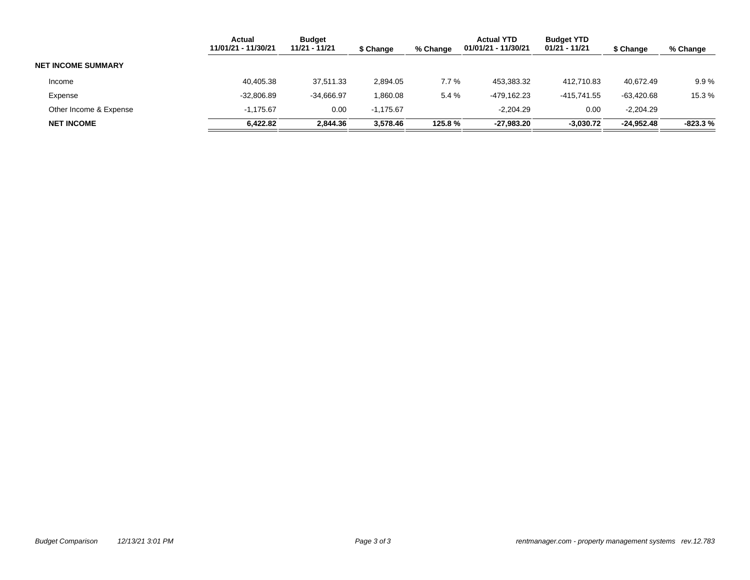| | Actual 11/01/21 - 11/30/21 | Budget 11/21 - 11/21 | $ Change | % Change | Actual YTD 01/01/21 - 11/30/21 | Budget YTD 01/21 - 11/21 | $ Change | % Change |
|---|---|---|---|---|---|---|---|---|
| **NET INCOME SUMMARY** | | | | | | | | |
| Income | 40,405.38 | 37,511.33 | 2,894.05 | 7.7 % | 453,383.32 | 412,710.83 | 40,672.49 | 9.9 % |
| Expense | -32,806.89 | -34,666.97 | 1,860.08 | 5.4 % | -479,162.23 | -415,741.55 | -63,420.68 | 15.3 % |
| Other Income & Expense | -1,175.67 | 0.00 | -1,175.67 | | -2,204.29 | 0.00 | -2,204.29 | |
| **NET INCOME** | **6,422.82** | **2,844.36** | **3,578.46** | **125.8 %** | **-27,983.20** | **-3,030.72** | **-24,952.48** | **-823.3 %** |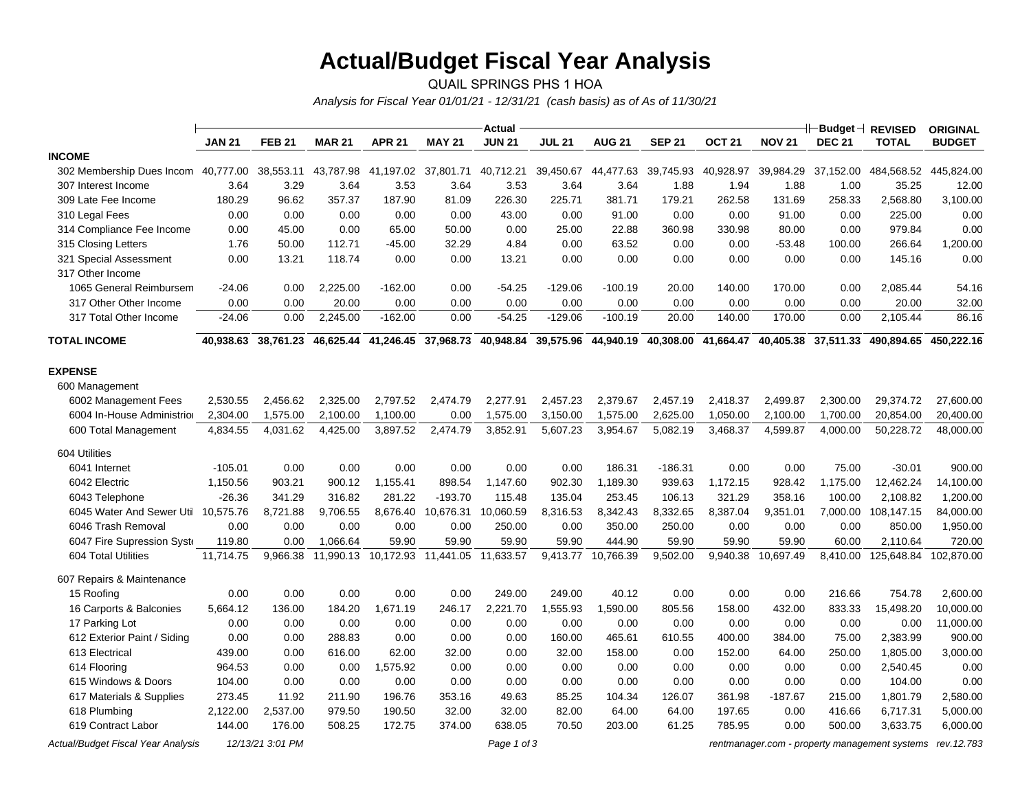# Actual/Budget Fiscal Year Analysis

QUAIL SPRINGS PHS 1 HOA

*Analysis for Fiscal Year 01/01/21 - 12/31/21 (cash basis) as of As of 11/30/21*

| | Actual | | | | | | | | | | | Budget | REVISED | ORIGINAL |
|---|---|---|---|---|---|---|---|---|---|---|---|---|---|---|
| | JAN 21 | FEB 21 | MAR 21 | APR 21 | MAY 21 | JUN 21 | JUL 21 | AUG 21 | SEP 21 | OCT 21 | NOV 21 | DEC 21 | TOTAL | BUDGET |
| **INCOME** | | | | | | | | | | | | | | |
| 302 Membership Dues Incom | 40,777.00 | 38,553.11 | 43,787.98 | 41,197.02 | 37,801.71 | 40,712.21 | 39,450.67 | 44,477.63 | 39,745.93 | 40,928.97 | 39,984.29 | 37,152.00 | 484,568.52 | 445,824.00 |
| 307 Interest Income | 3.64 | 3.29 | 3.64 | 3.53 | 3.64 | 3.53 | 3.64 | 3.64 | 1.88 | 1.94 | 1.88 | 1.00 | 35.25 | 12.00 |
| 309 Late Fee Income | 180.29 | 96.62 | 357.37 | 187.90 | 81.09 | 226.30 | 225.71 | 381.71 | 179.21 | 262.58 | 131.69 | 258.33 | 2,568.80 | 3,100.00 |
| 310 Legal Fees | 0.00 | 0.00 | 0.00 | 0.00 | 0.00 | 43.00 | 0.00 | 91.00 | 0.00 | 0.00 | 91.00 | 0.00 | 225.00 | 0.00 |
| 314 Compliance Fee Income | 0.00 | 45.00 | 0.00 | 65.00 | 50.00 | 0.00 | 25.00 | 22.88 | 360.98 | 330.98 | 80.00 | 0.00 | 979.84 | 0.00 |
| 315 Closing Letters | 1.76 | 50.00 | 112.71 | -45.00 | 32.29 | 4.84 | 0.00 | 63.52 | 0.00 | 0.00 | -53.48 | 100.00 | 266.64 | 1,200.00 |
| 321 Special Assessment | 0.00 | 13.21 | 118.74 | 0.00 | 0.00 | 13.21 | 0.00 | 0.00 | 0.00 | 0.00 | 0.00 | 0.00 | 145.16 | 0.00 |
| 317 Other Income | | | | | | | | | | | | | | |
| 1065 General Reimbursem | -24.06 | 0.00 | 2,225.00 | -162.00 | 0.00 | -54.25 | -129.06 | -100.19 | 20.00 | 140.00 | 170.00 | 0.00 | 2,085.44 | 54.16 |
| 317 Other Other Income | 0.00 | 0.00 | 20.00 | 0.00 | 0.00 | 0.00 | 0.00 | 0.00 | 0.00 | 0.00 | 0.00 | 0.00 | 20.00 | 32.00 |
| 317 Total Other Income | -24.06 | 0.00 | 2,245.00 | -162.00 | 0.00 | -54.25 | -129.06 | -100.19 | 20.00 | 140.00 | 170.00 | 0.00 | 2,105.44 | 86.16 |
| **TOTAL INCOME** | **40,938.63** | **38,761.23** | **46,625.44** | **41,246.45** | **37,968.73** | **40,948.84** | **39,575.96** | **44,940.19** | **40,308.00** | **41,664.47** | **40,405.38** | **37,511.33** | **490,894.65** | **450,222.16** |
| **EXPENSE** | | | | | | | | | | | | | | |
| 600 Management | | | | | | | | | | | | | | |
| 6002 Management Fees | 2,530.55 | 2,456.62 | 2,325.00 | 2,797.52 | 2,474.79 | 2,277.91 | 2,457.23 | 2,379.67 | 2,457.19 | 2,418.37 | 2,499.87 | 2,300.00 | 29,374.72 | 27,600.00 |
| 6004 In-House Administratio | 2,304.00 | 1,575.00 | 2,100.00 | 1,100.00 | 0.00 | 1,575.00 | 3,150.00 | 1,575.00 | 2,625.00 | 1,050.00 | 2,100.00 | 1,700.00 | 20,854.00 | 20,400.00 |
| 600 Total Management | 4,834.55 | 4,031.62 | 4,425.00 | 3,897.52 | 2,474.79 | 3,852.91 | 5,607.23 | 3,954.67 | 5,082.19 | 3,468.37 | 4,599.87 | 4,000.00 | 50,228.72 | 48,000.00 |
| 604 Utilities | | | | | | | | | | | | | | |
| 6041 Internet | -105.01 | 0.00 | 0.00 | 0.00 | 0.00 | 0.00 | 0.00 | 186.31 | -186.31 | 0.00 | 0.00 | 75.00 | -30.01 | 900.00 |
| 6042 Electric | 1,150.56 | 903.21 | 900.12 | 1,155.41 | 898.54 | 1,147.60 | 902.30 | 1,189.30 | 939.63 | 1,172.15 | 928.42 | 1,175.00 | 12,462.24 | 14,100.00 |
| 6043 Telephone | -26.36 | 341.29 | 316.82 | 281.22 | -193.70 | 115.48 | 135.04 | 253.45 | 106.13 | 321.29 | 358.16 | 100.00 | 2,108.82 | 1,200.00 |
| 6045 Water And Sewer Util | 10,575.76 | 8,721.88 | 9,706.55 | 8,676.40 | 10,676.31 | 10,060.59 | 8,316.53 | 8,342.43 | 8,332.65 | 8,387.04 | 9,351.01 | 7,000.00 | 108,147.15 | 84,000.00 |
| 6046 Trash Removal | 0.00 | 0.00 | 0.00 | 0.00 | 0.00 | 250.00 | 0.00 | 350.00 | 250.00 | 0.00 | 0.00 | 0.00 | 850.00 | 1,950.00 |
| 6047 Fire Supression Syste | 119.80 | 0.00 | 1,066.64 | 59.90 | 59.90 | 59.90 | 59.90 | 444.90 | 59.90 | 59.90 | 59.90 | 60.00 | 2,110.64 | 720.00 |
| 604 Total Utilities | 11,714.75 | 9,966.38 | 11,990.13 | 10,172.93 | 11,441.05 | 11,633.57 | 9,413.77 | 10,766.39 | 9,502.00 | 9,940.38 | 10,697.49 | 8,410.00 | 125,648.84 | 102,870.00 |
| 607 Repairs & Maintenance | | | | | | | | | | | | | | |
| 15 Roofing | 0.00 | 0.00 | 0.00 | 0.00 | 0.00 | 249.00 | 249.00 | 40.12 | 0.00 | 0.00 | 0.00 | 216.66 | 754.78 | 2,600.00 |
| 16 Carports & Balconies | 5,664.12 | 136.00 | 184.20 | 1,671.19 | 246.17 | 2,221.70 | 1,555.93 | 1,590.00 | 805.56 | 158.00 | 432.00 | 833.33 | 15,498.20 | 10,000.00 |
| 17 Parking Lot | 0.00 | 0.00 | 0.00 | 0.00 | 0.00 | 0.00 | 0.00 | 0.00 | 0.00 | 0.00 | 0.00 | 0.00 | 0.00 | 11,000.00 |
| 612 Exterior Paint / Siding | 0.00 | 0.00 | 288.83 | 0.00 | 0.00 | 0.00 | 160.00 | 465.61 | 610.55 | 400.00 | 384.00 | 75.00 | 2,383.99 | 900.00 |
| 613 Electrical | 439.00 | 0.00 | 616.00 | 62.00 | 32.00 | 0.00 | 32.00 | 158.00 | 0.00 | 152.00 | 64.00 | 250.00 | 1,805.00 | 3,000.00 |
| 614 Flooring | 964.53 | 0.00 | 0.00 | 1,575.92 | 0.00 | 0.00 | 0.00 | 0.00 | 0.00 | 0.00 | 0.00 | 0.00 | 2,540.45 | 0.00 |
| 615 Windows & Doors | 104.00 | 0.00 | 0.00 | 0.00 | 0.00 | 0.00 | 0.00 | 0.00 | 0.00 | 0.00 | 0.00 | 0.00 | 104.00 | 0.00 |
| 617 Materials & Supplies | 273.45 | 11.92 | 211.90 | 196.76 | 353.16 | 49.63 | 85.25 | 104.34 | 126.07 | 361.98 | -187.67 | 215.00 | 1,801.79 | 2,580.00 |
| 618 Plumbing | 2,122.00 | 2,537.00 | 979.50 | 190.50 | 32.00 | 32.00 | 82.00 | 64.00 | 64.00 | 197.65 | 0.00 | 416.66 | 6,717.31 | 5,000.00 |
| 619 Contract Labor | 144.00 | 176.00 | 508.25 | 172.75 | 374.00 | 638.05 | 70.50 | 203.00 | 61.25 | 785.95 | 0.00 | 500.00 | 3,633.75 | 6,000.00 |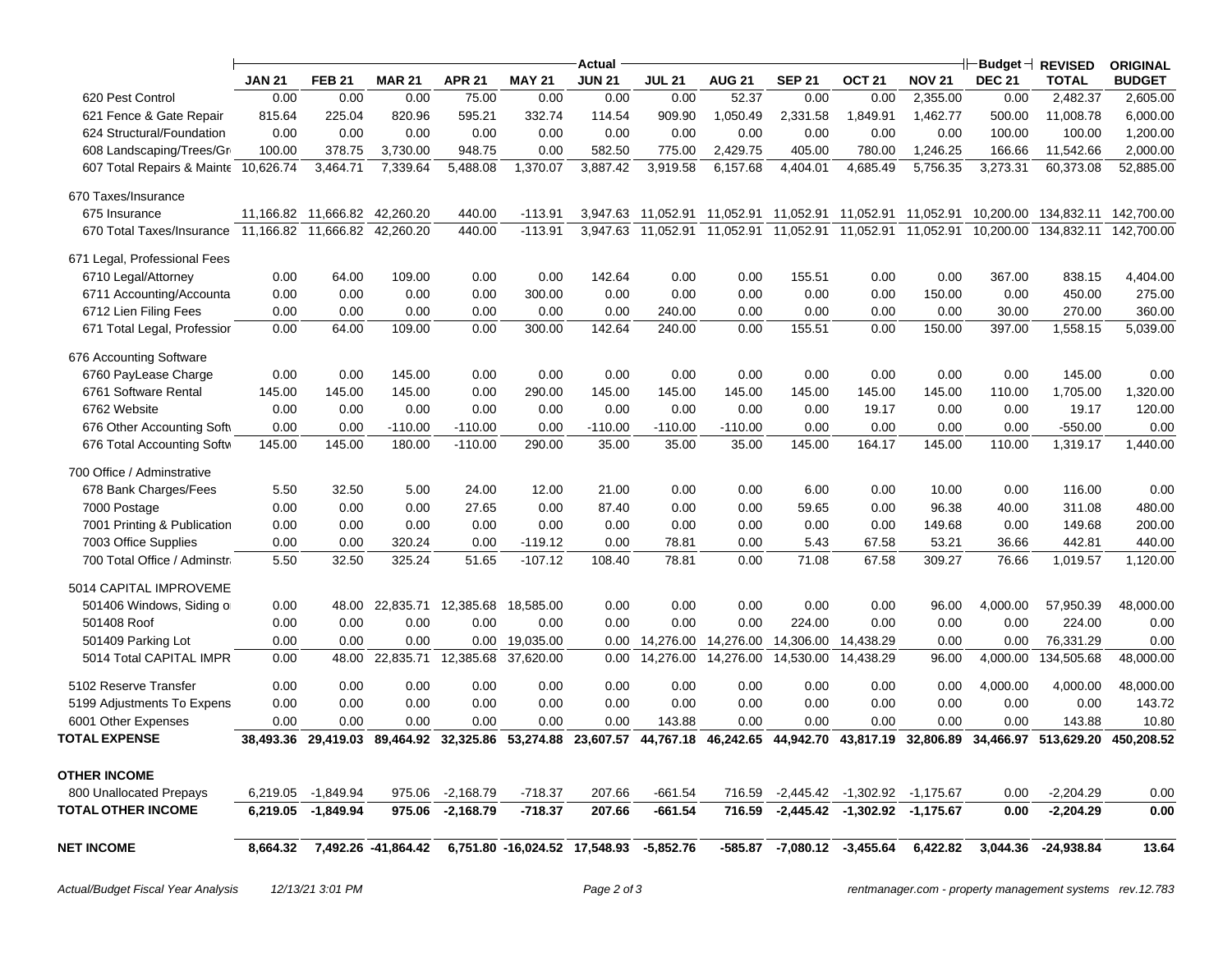| | Actual | | | | | | | | | | | Budget | REVISED | ORIGINAL |
|---|---|---|---|---|---|---|---|---|---|---|---|---|---|---|
| | JAN 21 | FEB 21 | MAR 21 | APR 21 | MAY 21 | JUN 21 | JUL 21 | AUG 21 | SEP 21 | OCT 21 | NOV 21 | DEC 21 | TOTAL | BUDGET |
| 620 Pest Control | 0.00 | 0.00 | 0.00 | 75.00 | 0.00 | 0.00 | 0.00 | 52.37 | 0.00 | 0.00 | 2,355.00 | 0.00 | 2,482.37 | 2,605.00 |
| 621 Fence & Gate Repair | 815.64 | 225.04 | 820.96 | 595.21 | 332.74 | 114.54 | 909.90 | 1,050.49 | 2,331.58 | 1,849.91 | 1,462.77 | 500.00 | 11,008.78 | 6,000.00 |
| 624 Structural/Foundation | 0.00 | 0.00 | 0.00 | 0.00 | 0.00 | 0.00 | 0.00 | 0.00 | 0.00 | 0.00 | 0.00 | 100.00 | 100.00 | 1,200.00 |
| 608 Landscaping/Trees/Gr | 100.00 | 378.75 | 3,730.00 | 948.75 | 0.00 | 582.50 | 775.00 | 2,429.75 | 405.00 | 780.00 | 1,246.25 | 166.66 | 11,542.66 | 2,000.00 |
| 607 Total Repairs & Mainte | 10,626.74 | 3,464.71 | 7,339.64 | 5,488.08 | 1,370.07 | 3,887.42 | 3,919.58 | 6,157.68 | 4,404.01 | 4,685.49 | 5,756.35 | 3,273.31 | 60,373.08 | 52,885.00 |
| 670 Taxes/Insurance | | | | | | | | | | | | | | |
| 675 Insurance | 11,166.82 | 11,666.82 | 42,260.20 | 440.00 | -113.91 | 3,947.63 | 11,052.91 | 11,052.91 | 11,052.91 | 11,052.91 | 11,052.91 | 10,200.00 | 134,832.11 | 142,700.00 |
| 670 Total Taxes/Insurance | 11,166.82 | 11,666.82 | 42,260.20 | 440.00 | -113.91 | 3,947.63 | 11,052.91 | 11,052.91 | 11,052.91 | 11,052.91 | 11,052.91 | 10,200.00 | 134,832.11 | 142,700.00 |
| 671 Legal, Professional Fees | | | | | | | | | | | | | | |
| 6710 Legal/Attorney | 0.00 | 64.00 | 109.00 | 0.00 | 0.00 | 142.64 | 0.00 | 0.00 | 155.51 | 0.00 | 0.00 | 367.00 | 838.15 | 4,404.00 |
| 6711 Accounting/Accounta | 0.00 | 0.00 | 0.00 | 0.00 | 300.00 | 0.00 | 0.00 | 0.00 | 0.00 | 0.00 | 150.00 | 0.00 | 450.00 | 275.00 |
| 6712 Lien Filing Fees | 0.00 | 0.00 | 0.00 | 0.00 | 0.00 | 0.00 | 240.00 | 0.00 | 0.00 | 0.00 | 0.00 | 30.00 | 270.00 | 360.00 |
| 671 Total Legal, Professior | 0.00 | 64.00 | 109.00 | 0.00 | 300.00 | 142.64 | 240.00 | 0.00 | 155.51 | 0.00 | 150.00 | 397.00 | 1,558.15 | 5,039.00 |
| 676 Accounting Software | | | | | | | | | | | | | | |
| 6760 PayLease Charge | 0.00 | 0.00 | 145.00 | 0.00 | 0.00 | 0.00 | 0.00 | 0.00 | 0.00 | 0.00 | 0.00 | 0.00 | 145.00 | 0.00 |
| 6761 Software Rental | 145.00 | 145.00 | 145.00 | 0.00 | 290.00 | 145.00 | 145.00 | 145.00 | 145.00 | 145.00 | 145.00 | 110.00 | 1,705.00 | 1,320.00 |
| 6762 Website | 0.00 | 0.00 | 0.00 | 0.00 | 0.00 | 0.00 | 0.00 | 0.00 | 0.00 | 19.17 | 0.00 | 0.00 | 19.17 | 120.00 |
| 676 Other Accounting Softv | 0.00 | 0.00 | -110.00 | -110.00 | 0.00 | -110.00 | -110.00 | -110.00 | 0.00 | 0.00 | 0.00 | 0.00 | -550.00 | 0.00 |
| 676 Total Accounting Softw | 145.00 | 145.00 | 180.00 | -110.00 | 290.00 | 35.00 | 35.00 | 35.00 | 145.00 | 164.17 | 145.00 | 110.00 | 1,319.17 | 1,440.00 |
| 700 Office / Adminstrative | | | | | | | | | | | | | | |
| 678 Bank Charges/Fees | 5.50 | 32.50 | 5.00 | 24.00 | 12.00 | 21.00 | 0.00 | 0.00 | 6.00 | 0.00 | 10.00 | 0.00 | 116.00 | 0.00 |
| 7000 Postage | 0.00 | 0.00 | 0.00 | 27.65 | 0.00 | 87.40 | 0.00 | 0.00 | 59.65 | 0.00 | 96.38 | 40.00 | 311.08 | 480.00 |
| 7001 Printing & Publication | 0.00 | 0.00 | 0.00 | 0.00 | 0.00 | 0.00 | 0.00 | 0.00 | 0.00 | 0.00 | 149.68 | 0.00 | 149.68 | 200.00 |
| 7003 Office Supplies | 0.00 | 0.00 | 320.24 | 0.00 | -119.12 | 0.00 | 78.81 | 0.00 | 5.43 | 67.58 | 53.21 | 36.66 | 442.81 | 440.00 |
| 700 Total Office / Adminstr | 5.50 | 32.50 | 325.24 | 51.65 | -107.12 | 108.40 | 78.81 | 0.00 | 71.08 | 67.58 | 309.27 | 76.66 | 1,019.57 | 1,120.00 |
| 5014 CAPITAL IMPROVEME | | | | | | | | | | | | | | |
| 501406 Windows, Siding o | 0.00 | 48.00 | 22,835.71 | 12,385.68 | 18,585.00 | 0.00 | 0.00 | 0.00 | 0.00 | 0.00 | 96.00 | 4,000.00 | 57,950.39 | 48,000.00 |
| 501408 Roof | 0.00 | 0.00 | 0.00 | 0.00 | 0.00 | 0.00 | 0.00 | 0.00 | 224.00 | 0.00 | 0.00 | 0.00 | 224.00 | 0.00 |
| 501409 Parking Lot | 0.00 | 0.00 | 0.00 | 0.00 | 19,035.00 | 0.00 | 14,276.00 | 14,276.00 | 14,306.00 | 14,438.29 | 0.00 | 0.00 | 76,331.29 | 0.00 |
| 5014 Total CAPITAL IMPR | 0.00 | 48.00 | 22,835.71 | 12,385.68 | 37,620.00 | 0.00 | 14,276.00 | 14,276.00 | 14,530.00 | 14,438.29 | 96.00 | 4,000.00 | 134,505.68 | 48,000.00 |
| 5102 Reserve Transfer | 0.00 | 0.00 | 0.00 | 0.00 | 0.00 | 0.00 | 0.00 | 0.00 | 0.00 | 0.00 | 0.00 | 4,000.00 | 4,000.00 | 48,000.00 |
| 5199 Adjustments To Expens | 0.00 | 0.00 | 0.00 | 0.00 | 0.00 | 0.00 | 0.00 | 0.00 | 0.00 | 0.00 | 0.00 | 0.00 | 0.00 | 143.72 |
| 6001 Other Expenses | 0.00 | 0.00 | 0.00 | 0.00 | 0.00 | 0.00 | 143.88 | 0.00 | 0.00 | 0.00 | 0.00 | 0.00 | 143.88 | 10.80 |
| **TOTAL EXPENSE** | **38,493.36** | **29,419.03** | **89,464.92** | **32,325.86** | **53,274.88** | **23,607.57** | **44,767.18** | **46,242.65** | **44,942.70** | **43,817.19** | **32,806.89** | **34,466.97** | **513,629.20** | **450,208.52** |
| **OTHER INCOME** | | | | | | | | | | | | | | |
| 800 Unallocated Prepays | 6,219.05 | -1,849.94 | 975.06 | -2,168.79 | -718.37 | 207.66 | -661.54 | 716.59 | -2,445.42 | -1,302.92 | -1,175.67 | 0.00 | -2,204.29 | 0.00 |
| **TOTAL OTHER INCOME** | **6,219.05** | **-1,849.94** | **975.06** | **-2,168.79** | **-718.37** | **207.66** | **-661.54** | **716.59** | **-2,445.42** | **-1,302.92** | **-1,175.67** | **0.00** | **-2,204.29** | **0.00** |
| **NET INCOME** | **8,664.32** | **7,492.26** | **-41,864.42** | **6,751.80** | **-16,024.52** | **17,548.93** | **-5,852.76** | **-585.87** | **-7,080.12** | **-3,455.64** | **6,422.82** | **3,044.36** | **-24,938.84** | **13.64** |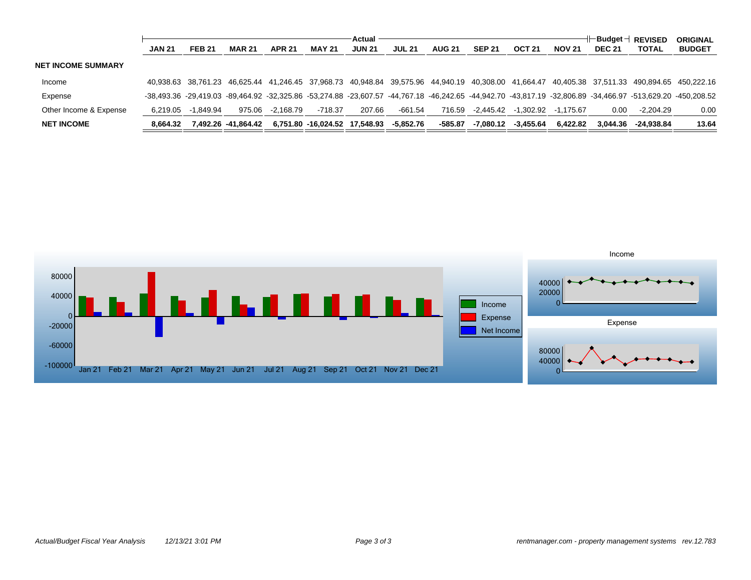| | Actual | | | | | | | | | | | Budget | REVISED | ORIGINAL |
|---|---|---|---|---|---|---|---|---|---|---|---|---|---|---|
| | JAN 21 | FEB 21 | MAR 21 | APR 21 | MAY 21 | JUN 21 | JUL 21 | AUG 21 | SEP 21 | OCT 21 | NOV 21 | DEC 21 | TOTAL | BUDGET |
| **NET INCOME SUMMARY** | | | | | | | | | | | | | | |
| Income | 40,938.63 | 38,761.23 | 46,625.44 | 41,246.45 | 37,968.73 | 40,948.84 | 39,575.96 | 44,940.19 | 40,308.00 | 41,664.47 | 40,405.38 | 37,511.33 | 490,894.65 | 450,222.16 |
| Expense | -38,493.36 | -29,419.03 | -89,464.92 | -32,325.86 | -53,274.88 | -23,607.57 | -44,767.18 | -46,242.65 | -44,942.70 | -43,817.19 | -32,806.89 | -34,466.97 | -513,629.20 | -450,208.52 |
| Other Income & Expense | 6,219.05 | -1,849.94 | 975.06 | -2,168.79 | -718.37 | 207.66 | -661.54 | 716.59 | -2,445.42 | -1,302.92 | -1,175.67 | 0.00 | -2,204.29 | 0.00 |
| **NET INCOME** | **8,664.32** | **7,492.26** | **-41,864.42** | **6,751.80** | **-16,024.52** | **17,548.93** | **-5,852.76** | **-585.87** | **-7,080.12** | **-3,455.64** | **6,422.82** | **3,044.36** | **-24,938.84** | **13.64** |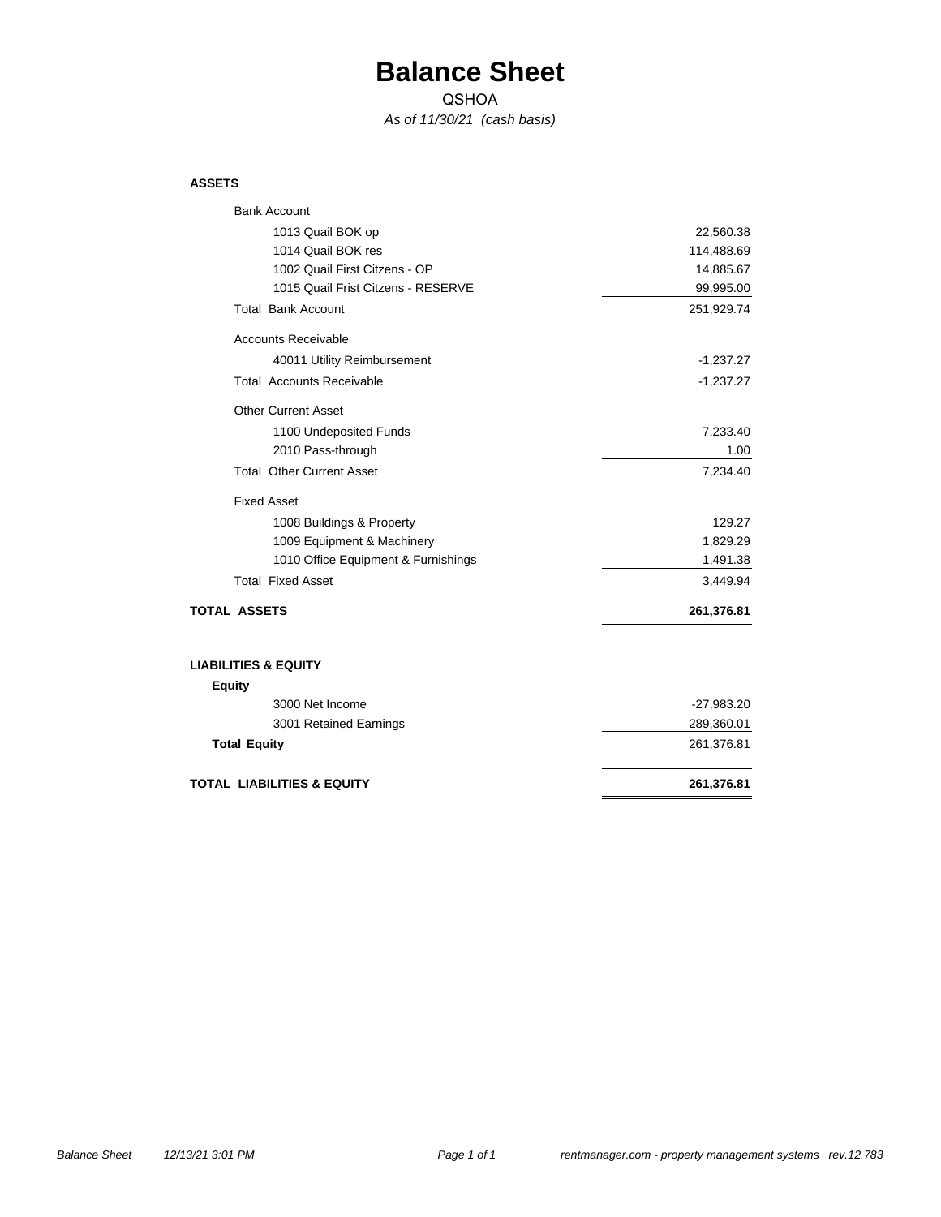# Balance Sheet

QSHOA

*As of 11/30/21 (cash basis)*

| | |
|---|---|
| **ASSETS** | |
| Bank Account | |
| 1013 Quail BOK op | 22,560.38 |
| 1014 Quail BOK res | 114,488.69 |
| 1002 Quail First Citzens - OP | 14,885.67 |
| 1015 Quail Frist Citzens - RESERVE | 99,995.00 |
| Total Bank Account | 251,929.74 |
| Accounts Receivable | |
| 40011 Utility Reimbursement | -1,237.27 |
| Total Accounts Receivable | -1,237.27 |
| Other Current Asset | |
| 1100 Undeposited Funds | 7,233.40 |
| 2010 Pass-through | 1.00 |
| Total Other Current Asset | 7,234.40 |
| Fixed Asset | |
| 1008 Buildings & Property | 129.27 |
| 1009 Equipment & Machinery | 1,829.29 |
| 1010 Office Equipment & Furnishings | 1,491.38 |
| Total Fixed Asset | 3,449.94 |
| **TOTAL ASSETS** | **261,376.81** |
| **LIABILITIES & EQUITY** | |
| **Equity** | |
| 3000 Net Income | -27,983.20 |
| 3001 Retained Earnings | 289,360.01 |
| **Total Equity** | 261,376.81 |
| **TOTAL LIABILITIES & EQUITY** | **261,376.81** |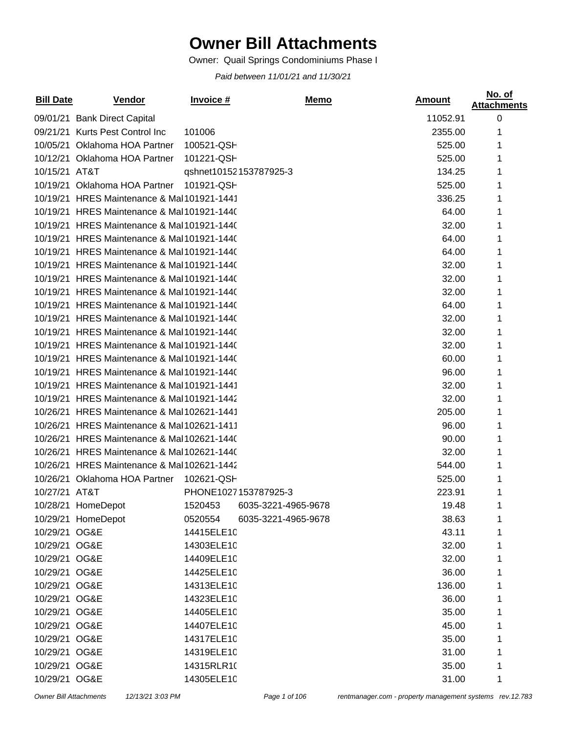# Owner Bill Attachments

Owner: Quail Springs Condominiums Phase I

*Paid between 11/01/21 and 11/30/21*

| Bill Date | Vendor | Invoice # | Memo | Amount | No. of Attachments |
|---|---|---|---|---|---|
| 09/01/21 | Bank Direct Capital | | | 11052.91 | 0 |
| 09/21/21 | Kurts Pest Control Inc | 101006 | | 2355.00 | 1 |
| 10/05/21 | Oklahoma HOA Partner | 100521-QSH | | 525.00 | 1 |
| 10/12/21 | Oklahoma HOA Partner | 101221-QSH | | 525.00 | 1 |
| 10/15/21 | AT&T | qshnet10152 | 153787925-3 | 134.25 | 1 |
| 10/19/21 | Oklahoma HOA Partner | 101921-QSH | | 525.00 | 1 |
| 10/19/21 | HRES Maintenance & Mai | 101921-1441 | | 336.25 | 1 |
| 10/19/21 | HRES Maintenance & Mai | 101921-1440 | | 64.00 | 1 |
| 10/19/21 | HRES Maintenance & Mai | 101921-1440 | | 32.00 | 1 |
| 10/19/21 | HRES Maintenance & Mai | 101921-1440 | | 64.00 | 1 |
| 10/19/21 | HRES Maintenance & Mai | 101921-1440 | | 64.00 | 1 |
| 10/19/21 | HRES Maintenance & Mai | 101921-1440 | | 32.00 | 1 |
| 10/19/21 | HRES Maintenance & Mai | 101921-1440 | | 32.00 | 1 |
| 10/19/21 | HRES Maintenance & Mai | 101921-1440 | | 32.00 | 1 |
| 10/19/21 | HRES Maintenance & Mai | 101921-1440 | | 64.00 | 1 |
| 10/19/21 | HRES Maintenance & Mai | 101921-1440 | | 32.00 | 1 |
| 10/19/21 | HRES Maintenance & Mai | 101921-1440 | | 32.00 | 1 |
| 10/19/21 | HRES Maintenance & Mai | 101921-1440 | | 32.00 | 1 |
| 10/19/21 | HRES Maintenance & Mai | 101921-1440 | | 60.00 | 1 |
| 10/19/21 | HRES Maintenance & Mai | 101921-1440 | | 96.00 | 1 |
| 10/19/21 | HRES Maintenance & Mai | 101921-1441 | | 32.00 | 1 |
| 10/19/21 | HRES Maintenance & Mai | 101921-1442 | | 32.00 | 1 |
| 10/26/21 | HRES Maintenance & Mai | 102621-1441 | | 205.00 | 1 |
| 10/26/21 | HRES Maintenance & Mai | 102621-1411 | | 96.00 | 1 |
| 10/26/21 | HRES Maintenance & Mai | 102621-1440 | | 90.00 | 1 |
| 10/26/21 | HRES Maintenance & Mai | 102621-1440 | | 32.00 | 1 |
| 10/26/21 | HRES Maintenance & Mai | 102621-1442 | | 544.00 | 1 |
| 10/26/21 | Oklahoma HOA Partner | 102621-QSH | | 525.00 | 1 |
| 10/27/21 | AT&T | PHONE1027 | 153787925-3 | 223.91 | 1 |
| 10/28/21 | HomeDepot | 1520453 | 6035-3221-4965-9678 | 19.48 | 1 |
| 10/29/21 | HomeDepot | 0520554 | 6035-3221-4965-9678 | 38.63 | 1 |
| 10/29/21 | OG&E | 14415ELE10 | | 43.11 | 1 |
| 10/29/21 | OG&E | 14303ELE10 | | 32.00 | 1 |
| 10/29/21 | OG&E | 14409ELE10 | | 32.00 | 1 |
| 10/29/21 | OG&E | 14425ELE10 | | 36.00 | 1 |
| 10/29/21 | OG&E | 14313ELE10 | | 136.00 | 1 |
| 10/29/21 | OG&E | 14323ELE10 | | 36.00 | 1 |
| 10/29/21 | OG&E | 14405ELE10 | | 35.00 | 1 |
| 10/29/21 | OG&E | 14407ELE10 | | 45.00 | 1 |
| 10/29/21 | OG&E | 14317ELE10 | | 35.00 | 1 |
| 10/29/21 | OG&E | 14319ELE10 | | 31.00 | 1 |
| 10/29/21 | OG&E | 14315RLR10 | | 35.00 | 1 |
| 10/29/21 | OG&E | 14305ELE10 | | 31.00 | 1 |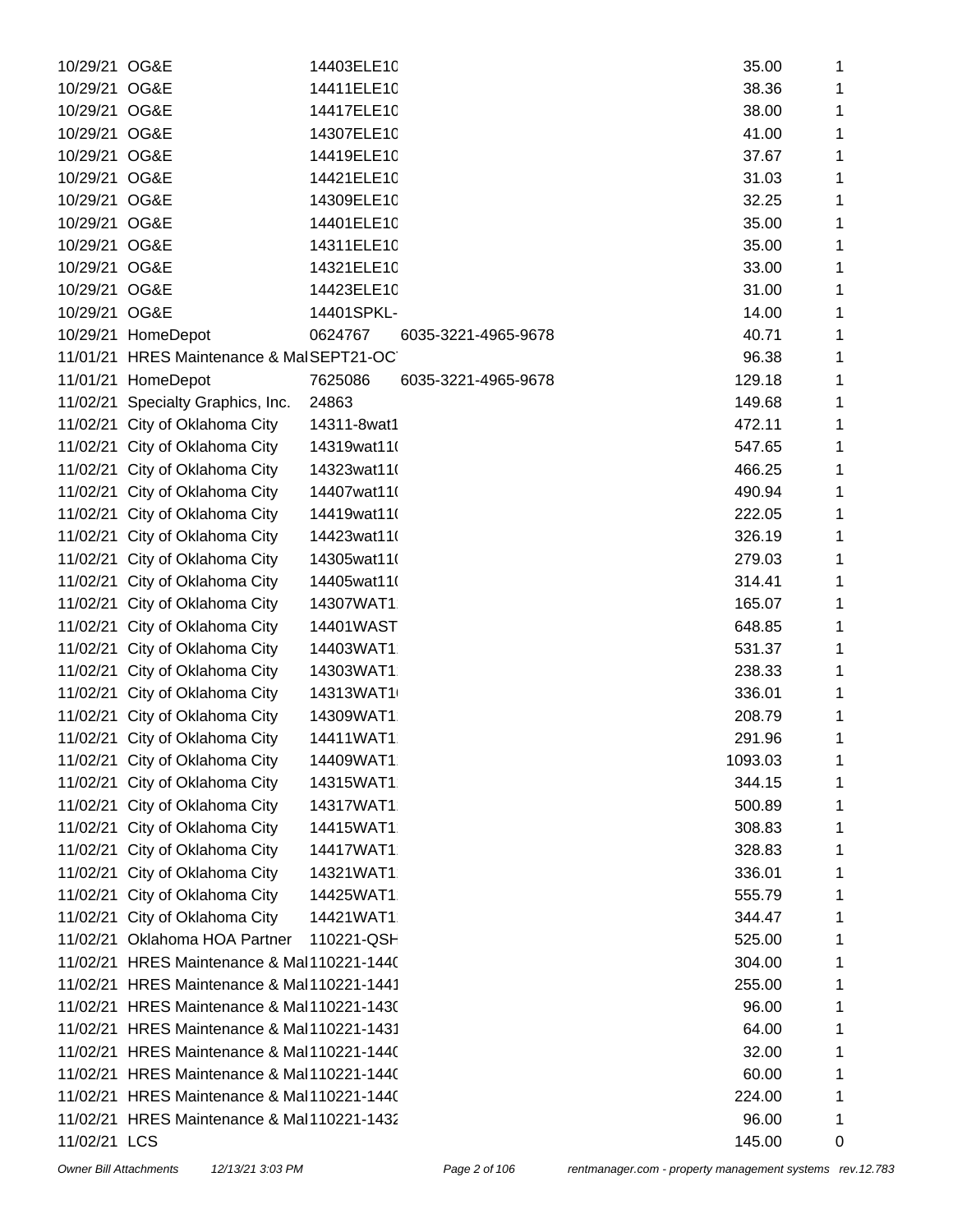| | | | | | |
|---|---|---|---|---|---|
| 10/29/21 | OG&E | 14403ELE10 | | 35.00 | 1 |
| 10/29/21 | OG&E | 14411ELE10 | | 38.36 | 1 |
| 10/29/21 | OG&E | 14417ELE10 | | 38.00 | 1 |
| 10/29/21 | OG&E | 14307ELE10 | | 41.00 | 1 |
| 10/29/21 | OG&E | 14419ELE10 | | 37.67 | 1 |
| 10/29/21 | OG&E | 14421ELE10 | | 31.03 | 1 |
| 10/29/21 | OG&E | 14309ELE10 | | 32.25 | 1 |
| 10/29/21 | OG&E | 14401ELE10 | | 35.00 | 1 |
| 10/29/21 | OG&E | 14311ELE10 | | 35.00 | 1 |
| 10/29/21 | OG&E | 14321ELE10 | | 33.00 | 1 |
| 10/29/21 | OG&E | 14423ELE10 | | 31.00 | 1 |
| 10/29/21 | OG&E | 14401SPKL- | | 14.00 | 1 |
| 10/29/21 | HomeDepot | 0624767 | 6035-3221-4965-9678 | 40.71 | 1 |
| 11/01/21 | HRES Maintenance & Mai | SEPT21-OC | | 96.38 | 1 |
| 11/01/21 | HomeDepot | 7625086 | 6035-3221-4965-9678 | 129.18 | 1 |
| 11/02/21 | Specialty Graphics, Inc. | 24863 | | 149.68 | 1 |
| 11/02/21 | City of Oklahoma City | 14311-8wat1 | | 472.11 | 1 |
| 11/02/21 | City of Oklahoma City | 14319wat11( | | 547.65 | 1 |
| 11/02/21 | City of Oklahoma City | 14323wat11( | | 466.25 | 1 |
| 11/02/21 | City of Oklahoma City | 14407wat11( | | 490.94 | 1 |
| 11/02/21 | City of Oklahoma City | 14419wat11( | | 222.05 | 1 |
| 11/02/21 | City of Oklahoma City | 14423wat11( | | 326.19 | 1 |
| 11/02/21 | City of Oklahoma City | 14305wat11( | | 279.03 | 1 |
| 11/02/21 | City of Oklahoma City | 14405wat11( | | 314.41 | 1 |
| 11/02/21 | City of Oklahoma City | 14307WAT1 | | 165.07 | 1 |
| 11/02/21 | City of Oklahoma City | 14401WAST | | 648.85 | 1 |
| 11/02/21 | City of Oklahoma City | 14403WAT1 | | 531.37 | 1 |
| 11/02/21 | City of Oklahoma City | 14303WAT1 | | 238.33 | 1 |
| 11/02/21 | City of Oklahoma City | 14313WAT1 | | 336.01 | 1 |
| 11/02/21 | City of Oklahoma City | 14309WAT1 | | 208.79 | 1 |
| 11/02/21 | City of Oklahoma City | 14411WAT1 | | 291.96 | 1 |
| 11/02/21 | City of Oklahoma City | 14409WAT1 | | 1093.03 | 1 |
| 11/02/21 | City of Oklahoma City | 14315WAT1 | | 344.15 | 1 |
| 11/02/21 | City of Oklahoma City | 14317WAT1 | | 500.89 | 1 |
| 11/02/21 | City of Oklahoma City | 14415WAT1 | | 308.83 | 1 |
| 11/02/21 | City of Oklahoma City | 14417WAT1 | | 328.83 | 1 |
| 11/02/21 | City of Oklahoma City | 14321WAT1 | | 336.01 | 1 |
| 11/02/21 | City of Oklahoma City | 14425WAT1 | | 555.79 | 1 |
| 11/02/21 | City of Oklahoma City | 14421WAT1 | | 344.47 | 1 |
| 11/02/21 | Oklahoma HOA Partner | 110221-QSH | | 525.00 | 1 |
| 11/02/21 | HRES Maintenance & Mai | 110221-1440 | | 304.00 | 1 |
| 11/02/21 | HRES Maintenance & Mai | 110221-1441 | | 255.00 | 1 |
| 11/02/21 | HRES Maintenance & Mai | 110221-1430 | | 96.00 | 1 |
| 11/02/21 | HRES Maintenance & Mai | 110221-1431 | | 64.00 | 1 |
| 11/02/21 | HRES Maintenance & Mai | 110221-1440 | | 32.00 | 1 |
| 11/02/21 | HRES Maintenance & Mai | 110221-1440 | | 60.00 | 1 |
| 11/02/21 | HRES Maintenance & Mai | 110221-1440 | | 224.00 | 1 |
| 11/02/21 | HRES Maintenance & Mai | 110221-1432 | | 96.00 | 1 |
| 11/02/21 | LCS | | | 145.00 | 0 |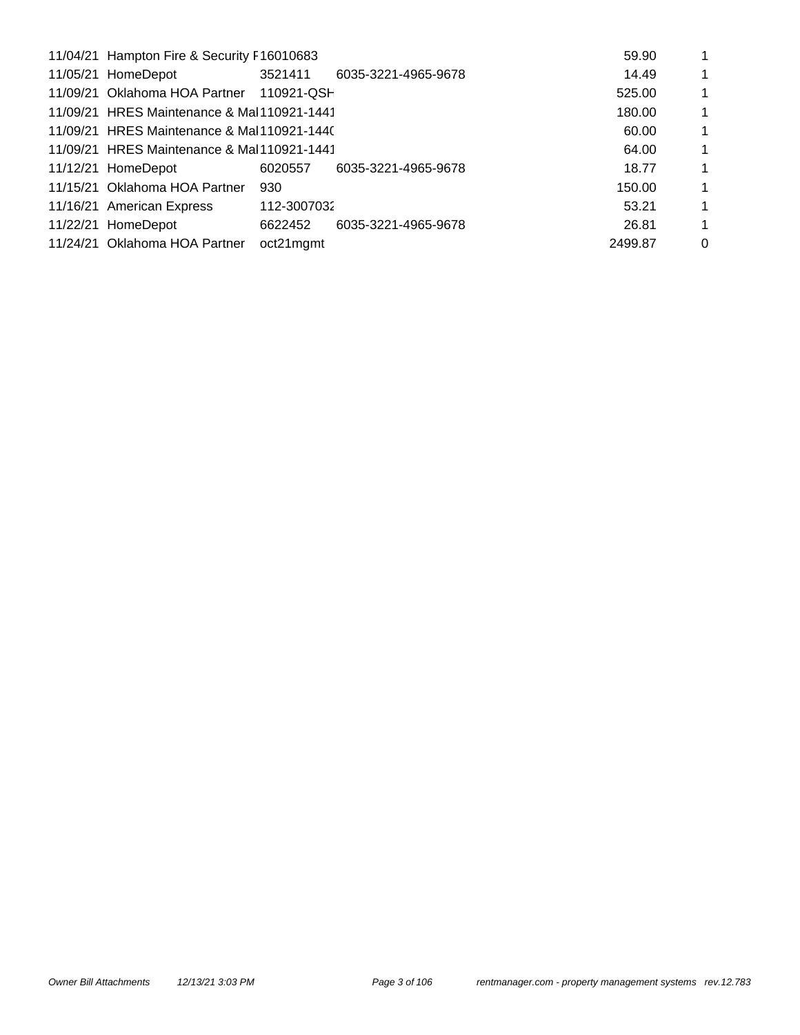| | | | | | |
|---|---|---|---|---|---|
| 11/04/21 | Hampton Fire & Security F | 16010683 | | 59.90 | 1 |
| 11/05/21 | HomeDepot | 3521411 | 6035-3221-4965-9678 | 14.49 | 1 |
| 11/09/21 | Oklahoma HOA Partner | 110921-QSH | | 525.00 | 1 |
| 11/09/21 | HRES Maintenance & Mai | 110921-1441 | | 180.00 | 1 |
| 11/09/21 | HRES Maintenance & Mai | 110921-1440 | | 60.00 | 1 |
| 11/09/21 | HRES Maintenance & Mai | 110921-1441 | | 64.00 | 1 |
| 11/12/21 | HomeDepot | 6020557 | 6035-3221-4965-9678 | 18.77 | 1 |
| 11/15/21 | Oklahoma HOA Partner | 930 | | 150.00 | 1 |
| 11/16/21 | American Express | 112-3007032 | | 53.21 | 1 |
| 11/22/21 | HomeDepot | 6622452 | 6035-3221-4965-9678 | 26.81 | 1 |
| 11/24/21 | Oklahoma HOA Partner | oct21mgmt | | 2499.87 | 0 |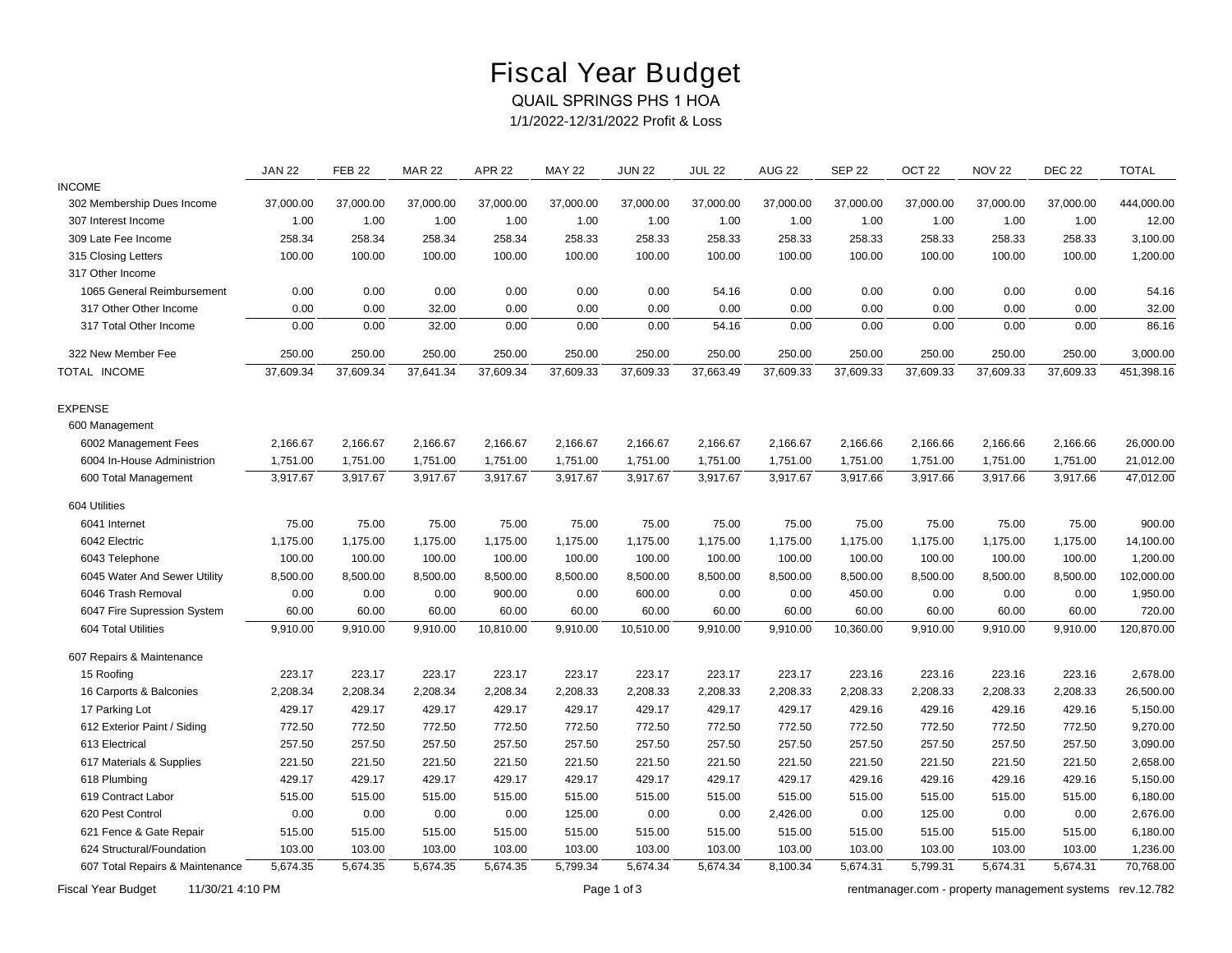# Fiscal Year Budget

QUAIL SPRINGS PHS 1 HOA

1/1/2022-12/31/2022 Profit & Loss

| | JAN 22 | FEB 22 | MAR 22 | APR 22 | MAY 22 | JUN 22 | JUL 22 | AUG 22 | SEP 22 | OCT 22 | NOV 22 | DEC 22 | TOTAL |
|---|---|---|---|---|---|---|---|---|---|---|---|---|---|
| INCOME | | | | | | | | | | | | | |
| 302 Membership Dues Income | 37,000.00 | 37,000.00 | 37,000.00 | 37,000.00 | 37,000.00 | 37,000.00 | 37,000.00 | 37,000.00 | 37,000.00 | 37,000.00 | 37,000.00 | 37,000.00 | 444,000.00 |
| 307 Interest Income | 1.00 | 1.00 | 1.00 | 1.00 | 1.00 | 1.00 | 1.00 | 1.00 | 1.00 | 1.00 | 1.00 | 1.00 | 12.00 |
| 309 Late Fee Income | 258.34 | 258.34 | 258.34 | 258.34 | 258.33 | 258.33 | 258.33 | 258.33 | 258.33 | 258.33 | 258.33 | 258.33 | 3,100.00 |
| 315 Closing Letters | 100.00 | 100.00 | 100.00 | 100.00 | 100.00 | 100.00 | 100.00 | 100.00 | 100.00 | 100.00 | 100.00 | 100.00 | 1,200.00 |
| 317 Other Income | | | | | | | | | | | | | |
| 1065 General Reimbursement | 0.00 | 0.00 | 0.00 | 0.00 | 0.00 | 0.00 | 54.16 | 0.00 | 0.00 | 0.00 | 0.00 | 0.00 | 54.16 |
| 317 Other Other Income | 0.00 | 0.00 | 32.00 | 0.00 | 0.00 | 0.00 | 0.00 | 0.00 | 0.00 | 0.00 | 0.00 | 0.00 | 32.00 |
| 317 Total Other Income | 0.00 | 0.00 | 32.00 | 0.00 | 0.00 | 0.00 | 54.16 | 0.00 | 0.00 | 0.00 | 0.00 | 0.00 | 86.16 |
| 322 New Member Fee | 250.00 | 250.00 | 250.00 | 250.00 | 250.00 | 250.00 | 250.00 | 250.00 | 250.00 | 250.00 | 250.00 | 250.00 | 3,000.00 |
| TOTAL INCOME | 37,609.34 | 37,609.34 | 37,641.34 | 37,609.34 | 37,609.33 | 37,609.33 | 37,663.49 | 37,609.33 | 37,609.33 | 37,609.33 | 37,609.33 | 37,609.33 | 451,398.16 |
| EXPENSE | | | | | | | | | | | | | |
| 600 Management | | | | | | | | | | | | | |
| 6002 Management Fees | 2,166.67 | 2,166.67 | 2,166.67 | 2,166.67 | 2,166.67 | 2,166.67 | 2,166.67 | 2,166.67 | 2,166.66 | 2,166.66 | 2,166.66 | 2,166.66 | 26,000.00 |
| 6004 In-House Administrion | 1,751.00 | 1,751.00 | 1,751.00 | 1,751.00 | 1,751.00 | 1,751.00 | 1,751.00 | 1,751.00 | 1,751.00 | 1,751.00 | 1,751.00 | 1,751.00 | 21,012.00 |
| 600 Total Management | 3,917.67 | 3,917.67 | 3,917.67 | 3,917.67 | 3,917.67 | 3,917.67 | 3,917.67 | 3,917.67 | 3,917.66 | 3,917.66 | 3,917.66 | 3,917.66 | 47,012.00 |
| 604 Utilities | | | | | | | | | | | | | |
| 6041 Internet | 75.00 | 75.00 | 75.00 | 75.00 | 75.00 | 75.00 | 75.00 | 75.00 | 75.00 | 75.00 | 75.00 | 75.00 | 900.00 |
| 6042 Electric | 1,175.00 | 1,175.00 | 1,175.00 | 1,175.00 | 1,175.00 | 1,175.00 | 1,175.00 | 1,175.00 | 1,175.00 | 1,175.00 | 1,175.00 | 1,175.00 | 14,100.00 |
| 6043 Telephone | 100.00 | 100.00 | 100.00 | 100.00 | 100.00 | 100.00 | 100.00 | 100.00 | 100.00 | 100.00 | 100.00 | 100.00 | 1,200.00 |
| 6045 Water And Sewer Utility | 8,500.00 | 8,500.00 | 8,500.00 | 8,500.00 | 8,500.00 | 8,500.00 | 8,500.00 | 8,500.00 | 8,500.00 | 8,500.00 | 8,500.00 | 8,500.00 | 102,000.00 |
| 6046 Trash Removal | 0.00 | 0.00 | 0.00 | 900.00 | 0.00 | 600.00 | 0.00 | 0.00 | 450.00 | 0.00 | 0.00 | 0.00 | 1,950.00 |
| 6047 Fire Supression System | 60.00 | 60.00 | 60.00 | 60.00 | 60.00 | 60.00 | 60.00 | 60.00 | 60.00 | 60.00 | 60.00 | 60.00 | 720.00 |
| 604 Total Utilities | 9,910.00 | 9,910.00 | 9,910.00 | 10,810.00 | 9,910.00 | 10,510.00 | 9,910.00 | 9,910.00 | 10,360.00 | 9,910.00 | 9,910.00 | 9,910.00 | 120,870.00 |
| 607 Repairs & Maintenance | | | | | | | | | | | | | |
| 15 Roofing | 223.17 | 223.17 | 223.17 | 223.17 | 223.17 | 223.17 | 223.17 | 223.17 | 223.16 | 223.16 | 223.16 | 223.16 | 2,678.00 |
| 16 Carports & Balconies | 2,208.34 | 2,208.34 | 2,208.34 | 2,208.34 | 2,208.33 | 2,208.33 | 2,208.33 | 2,208.33 | 2,208.33 | 2,208.33 | 2,208.33 | 2,208.33 | 26,500.00 |
| 17 Parking Lot | 429.17 | 429.17 | 429.17 | 429.17 | 429.17 | 429.17 | 429.17 | 429.17 | 429.16 | 429.16 | 429.16 | 429.16 | 5,150.00 |
| 612 Exterior Paint / Siding | 772.50 | 772.50 | 772.50 | 772.50 | 772.50 | 772.50 | 772.50 | 772.50 | 772.50 | 772.50 | 772.50 | 772.50 | 9,270.00 |
| 613 Electrical | 257.50 | 257.50 | 257.50 | 257.50 | 257.50 | 257.50 | 257.50 | 257.50 | 257.50 | 257.50 | 257.50 | 257.50 | 3,090.00 |
| 617 Materials & Supplies | 221.50 | 221.50 | 221.50 | 221.50 | 221.50 | 221.50 | 221.50 | 221.50 | 221.50 | 221.50 | 221.50 | 221.50 | 2,658.00 |
| 618 Plumbing | 429.17 | 429.17 | 429.17 | 429.17 | 429.17 | 429.17 | 429.17 | 429.17 | 429.16 | 429.16 | 429.16 | 429.16 | 5,150.00 |
| 619 Contract Labor | 515.00 | 515.00 | 515.00 | 515.00 | 515.00 | 515.00 | 515.00 | 515.00 | 515.00 | 515.00 | 515.00 | 515.00 | 6,180.00 |
| 620 Pest Control | 0.00 | 0.00 | 0.00 | 0.00 | 125.00 | 0.00 | 0.00 | 2,426.00 | 0.00 | 125.00 | 0.00 | 0.00 | 2,676.00 |
| 621 Fence & Gate Repair | 515.00 | 515.00 | 515.00 | 515.00 | 515.00 | 515.00 | 515.00 | 515.00 | 515.00 | 515.00 | 515.00 | 515.00 | 6,180.00 |
| 624 Structural/Foundation | 103.00 | 103.00 | 103.00 | 103.00 | 103.00 | 103.00 | 103.00 | 103.00 | 103.00 | 103.00 | 103.00 | 103.00 | 1,236.00 |
| 607 Total Repairs & Maintenance | 5,674.35 | 5,674.35 | 5,674.35 | 5,674.35 | 5,799.34 | 5,674.34 | 5,674.34 | 8,100.34 | 5,674.31 | 5,799.31 | 5,674.31 | 5,674.31 | 70,768.00 |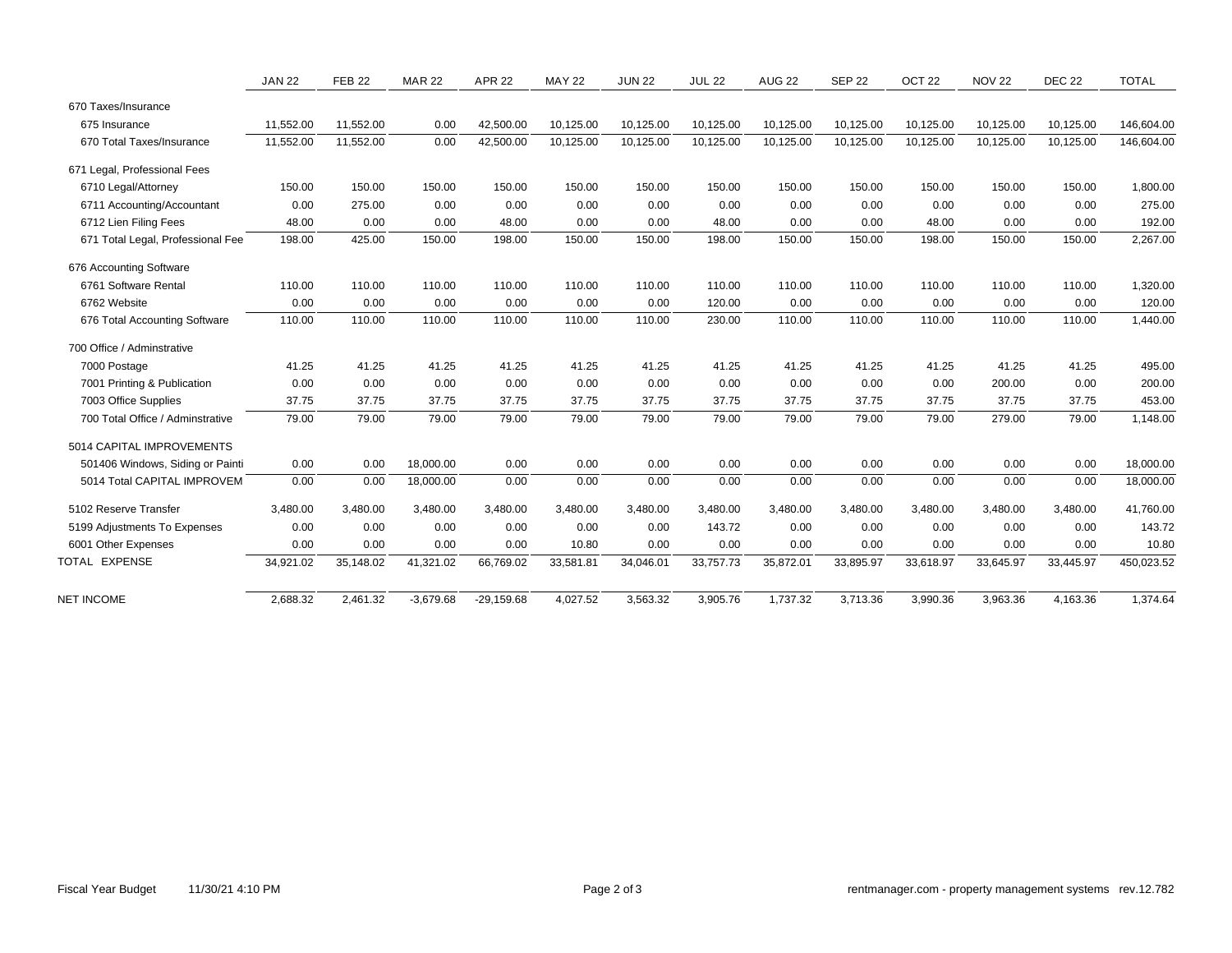| | JAN 22 | FEB 22 | MAR 22 | APR 22 | MAY 22 | JUN 22 | JUL 22 | AUG 22 | SEP 22 | OCT 22 | NOV 22 | DEC 22 | TOTAL |
|---|---|---|---|---|---|---|---|---|---|---|---|---|---|
| 670 Taxes/Insurance | | | | | | | | | | | | | |
| 675 Insurance | 11,552.00 | 11,552.00 | 0.00 | 42,500.00 | 10,125.00 | 10,125.00 | 10,125.00 | 10,125.00 | 10,125.00 | 10,125.00 | 10,125.00 | 10,125.00 | 146,604.00 |
| 670 Total Taxes/Insurance | 11,552.00 | 11,552.00 | 0.00 | 42,500.00 | 10,125.00 | 10,125.00 | 10,125.00 | 10,125.00 | 10,125.00 | 10,125.00 | 10,125.00 | 10,125.00 | 146,604.00 |
| 671 Legal, Professional Fees | | | | | | | | | | | | | |
| 6710 Legal/Attorney | 150.00 | 150.00 | 150.00 | 150.00 | 150.00 | 150.00 | 150.00 | 150.00 | 150.00 | 150.00 | 150.00 | 150.00 | 1,800.00 |
| 6711 Accounting/Accountant | 0.00 | 275.00 | 0.00 | 0.00 | 0.00 | 0.00 | 0.00 | 0.00 | 0.00 | 0.00 | 0.00 | 0.00 | 275.00 |
| 6712 Lien Filing Fees | 48.00 | 0.00 | 0.00 | 48.00 | 0.00 | 0.00 | 48.00 | 0.00 | 0.00 | 48.00 | 0.00 | 0.00 | 192.00 |
| 671 Total Legal, Professional Fee | 198.00 | 425.00 | 150.00 | 198.00 | 150.00 | 150.00 | 198.00 | 150.00 | 150.00 | 198.00 | 150.00 | 150.00 | 2,267.00 |
| 676 Accounting Software | | | | | | | | | | | | | |
| 6761 Software Rental | 110.00 | 110.00 | 110.00 | 110.00 | 110.00 | 110.00 | 110.00 | 110.00 | 110.00 | 110.00 | 110.00 | 110.00 | 1,320.00 |
| 6762 Website | 0.00 | 0.00 | 0.00 | 0.00 | 0.00 | 0.00 | 120.00 | 0.00 | 0.00 | 0.00 | 0.00 | 0.00 | 120.00 |
| 676 Total Accounting Software | 110.00 | 110.00 | 110.00 | 110.00 | 110.00 | 110.00 | 230.00 | 110.00 | 110.00 | 110.00 | 110.00 | 110.00 | 1,440.00 |
| 700 Office / Adminstrative | | | | | | | | | | | | | |
| 7000 Postage | 41.25 | 41.25 | 41.25 | 41.25 | 41.25 | 41.25 | 41.25 | 41.25 | 41.25 | 41.25 | 41.25 | 41.25 | 495.00 |
| 7001 Printing & Publication | 0.00 | 0.00 | 0.00 | 0.00 | 0.00 | 0.00 | 0.00 | 0.00 | 0.00 | 0.00 | 200.00 | 0.00 | 200.00 |
| 7003 Office Supplies | 37.75 | 37.75 | 37.75 | 37.75 | 37.75 | 37.75 | 37.75 | 37.75 | 37.75 | 37.75 | 37.75 | 37.75 | 453.00 |
| 700 Total Office / Adminstrative | 79.00 | 79.00 | 79.00 | 79.00 | 79.00 | 79.00 | 79.00 | 79.00 | 79.00 | 79.00 | 279.00 | 79.00 | 1,148.00 |
| 5014 CAPITAL IMPROVEMENTS | | | | | | | | | | | | | |
| 501406 Windows, Siding or Painti | 0.00 | 0.00 | 18,000.00 | 0.00 | 0.00 | 0.00 | 0.00 | 0.00 | 0.00 | 0.00 | 0.00 | 0.00 | 18,000.00 |
| 5014 Total CAPITAL IMPROVEM | 0.00 | 0.00 | 18,000.00 | 0.00 | 0.00 | 0.00 | 0.00 | 0.00 | 0.00 | 0.00 | 0.00 | 0.00 | 18,000.00 |
| 5102 Reserve Transfer | 3,480.00 | 3,480.00 | 3,480.00 | 3,480.00 | 3,480.00 | 3,480.00 | 3,480.00 | 3,480.00 | 3,480.00 | 3,480.00 | 3,480.00 | 3,480.00 | 41,760.00 |
| 5199 Adjustments To Expenses | 0.00 | 0.00 | 0.00 | 0.00 | 0.00 | 0.00 | 143.72 | 0.00 | 0.00 | 0.00 | 0.00 | 0.00 | 143.72 |
| 6001 Other Expenses | 0.00 | 0.00 | 0.00 | 0.00 | 10.80 | 0.00 | 0.00 | 0.00 | 0.00 | 0.00 | 0.00 | 0.00 | 10.80 |
| TOTAL EXPENSE | 34,921.02 | 35,148.02 | 41,321.02 | 66,769.02 | 33,581.81 | 34,046.01 | 33,757.73 | 35,872.01 | 33,895.97 | 33,618.97 | 33,645.97 | 33,445.97 | 450,023.52 |
| NET INCOME | 2,688.32 | 2,461.32 | -3,679.68 | -29,159.68 | 4,027.52 | 3,563.32 | 3,905.76 | 1,737.32 | 3,713.36 | 3,990.36 | 3,963.36 | 4,163.36 | 1,374.64 |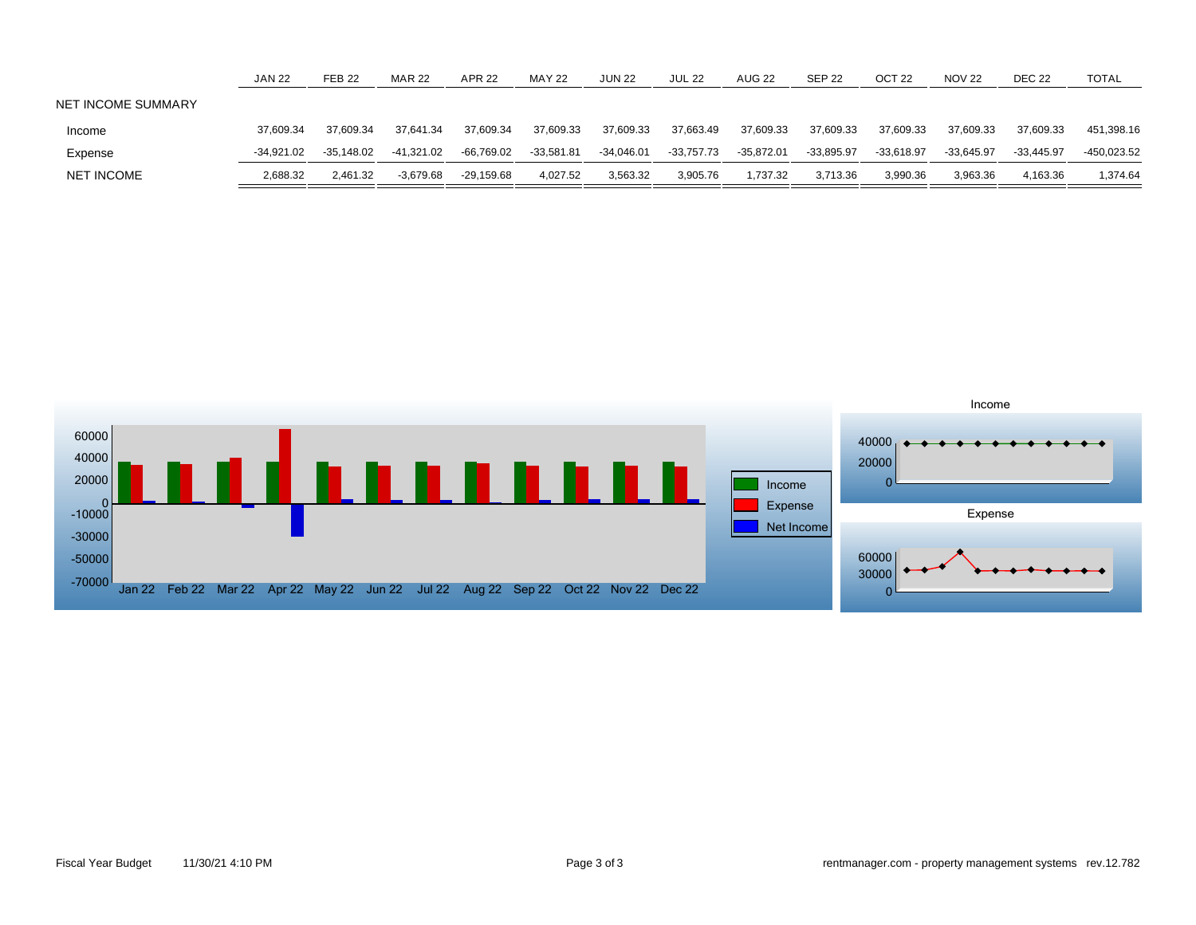| | JAN 22 | FEB 22 | MAR 22 | APR 22 | MAY 22 | JUN 22 | JUL 22 | AUG 22 | SEP 22 | OCT 22 | NOV 22 | DEC 22 | TOTAL |
|---|---|---|---|---|---|---|---|---|---|---|---|---|---|
| NET INCOME SUMMARY | | | | | | | | | | | | | |
| Income | 37,609.34 | 37,609.34 | 37,641.34 | 37,609.34 | 37,609.33 | 37,609.33 | 37,663.49 | 37,609.33 | 37,609.33 | 37,609.33 | 37,609.33 | 37,609.33 | 451,398.16 |
| Expense | -34,921.02 | -35,148.02 | -41,321.02 | -66,769.02 | -33,581.81 | -34,046.01 | -33,757.73 | -35,872.01 | -33,895.97 | -33,618.97 | -33,645.97 | -33,445.97 | -450,023.52 |
| NET INCOME | 2,688.32 | 2,461.32 | -3,679.68 | -29,159.68 | 4,027.52 | 3,563.32 | 3,905.76 | 1,737.32 | 3,713.36 | 3,990.36 | 3,963.36 | 4,163.36 | 1,374.64 |

60000
40000
20000
0
-10000
-30000
-50000
-70000
Jan 22 Feb 22 Mar 22 Apr 22 May 22 Jun 22 Jul 22 Aug 22 Sep 22 Oct 22 Nov 22 Dec 22

Income
Expense
Net Income

Income
40000
20000
0

Expense
60000
30000
0

Fiscal Year Budget 11/30/21 4:10 PM

rentmanager.com - property management systems rev.12.782